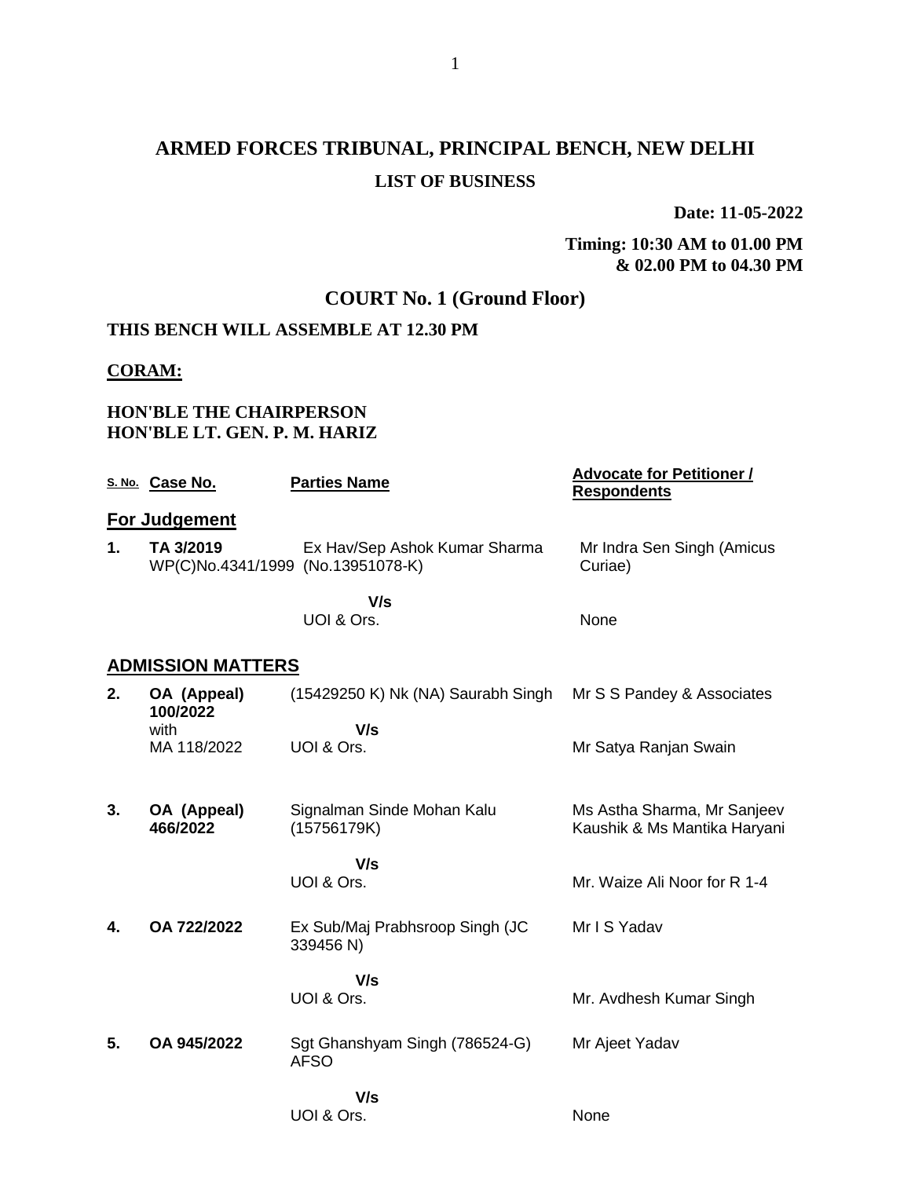# ARMED FORCES TRIBUNAL, PRINCIPAL BENCH, NEW DELHI

## LIST OF BUSINESS

**Date: 11-05-2022**

**Timing: 10:30 AM to 01.00 PM & 02.00 PM to 04.30 PM**

## COURT No. 1 (Ground Floor)

**THIS BENCH WILL ASSEMBLE AT 12.30 PM**

**CORAM:**

**HON'BLE THE CHAIRPERSON**
**HON'BLE LT. GEN. P. M. HARIZ**

| S. No. | Case No. | Parties Name | Advocate for Petitioner / Respondents |
|---|---|---|---|
| | **For Judgement** | | |
| **1.** | **TA 3/2019** WP(C)No.4341/1999 | Ex Hav/Sep Ashok Kumar Sharma (No.13951078-K) | Mr Indra Sen Singh (Amicus Curiae) |
| | | **V/s** UOI & Ors. | None |
| | **ADMISSION MATTERS** | | |
| **2.** | **OA (Appeal) 100/2022** with MA 118/2022 | (15429250 K) Nk (NA) Saurabh Singh | Mr S S Pandey & Associates |
| | | **V/s** UOI & Ors. | Mr Satya Ranjan Swain |
| **3.** | **OA (Appeal) 466/2022** | Signalman Sinde Mohan Kalu (15756179K) | Ms Astha Sharma, Mr Sanjeev Kaushik & Ms Mantika Haryani |
| | | **V/s** UOI & Ors. | Mr. Waize Ali Noor for R 1-4 |
| **4.** | **OA 722/2022** | Ex Sub/Maj Prabhsroop Singh (JC 339456 N) | Mr I S Yadav |
| | | **V/s** UOI & Ors. | Mr. Avdhesh Kumar Singh |
| **5.** | **OA 945/2022** | Sgt Ghanshyam Singh (786524-G) AFSO | Mr Ajeet Yadav |
| | | **V/s** UOI & Ors. | None |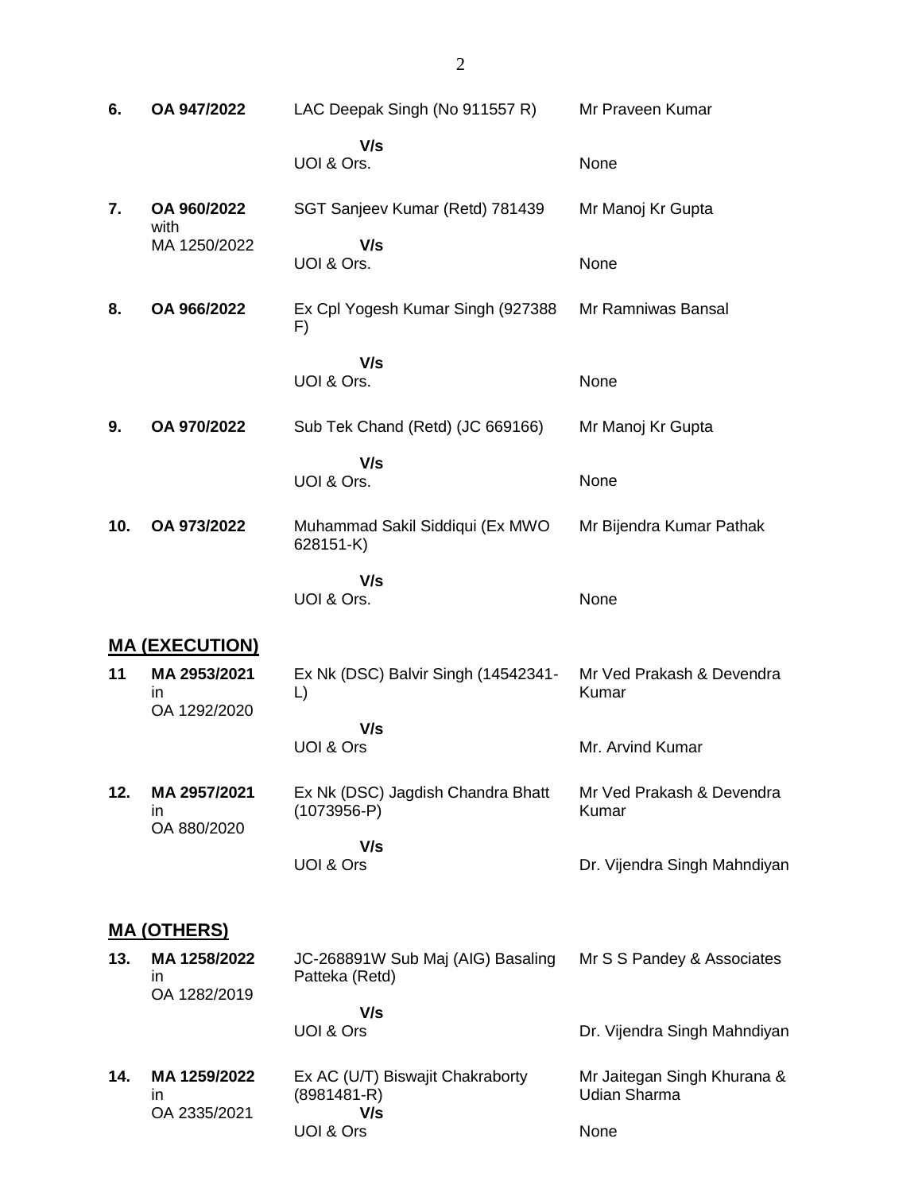| | | | |
|---|---|---|---|
| **6.** | **OA 947/2022** | LAC Deepak Singh (No 911557 R)<br>**V/s**<br>UOI & Ors. | Mr Praveen Kumar<br><br>None |
| **7.** | **OA 960/2022** with MA 1250/2022 | SGT Sanjeev Kumar (Retd) 781439<br>**V/s**<br>UOI & Ors. | Mr Manoj Kr Gupta<br><br>None |
| **8.** | **OA 966/2022** | Ex Cpl Yogesh Kumar Singh (927388 F)<br>**V/s**<br>UOI & Ors. | Mr Ramniwas Bansal<br><br>None |
| **9.** | **OA 970/2022** | Sub Tek Chand (Retd) (JC 669166)<br>**V/s**<br>UOI & Ors. | Mr Manoj Kr Gupta<br><br>None |
| **10.** | **OA 973/2022** | Muhammad Sakil Siddiqui (Ex MWO 628151-K)<br>**V/s**<br>UOI & Ors. | Mr Bijendra Kumar Pathak<br><br>None |

## **MA (EXECUTION)**

| | | | |
|---|---|---|---|
| **11** | **MA 2953/2021** in OA 1292/2020 | Ex Nk (DSC) Balvir Singh (14542341-L)<br>**V/s**<br>UOI & Ors | Mr Ved Prakash & Devendra Kumar<br><br>Mr. Arvind Kumar |
| **12.** | **MA 2957/2021** in OA 880/2020 | Ex Nk (DSC) Jagdish Chandra Bhatt (1073956-P)<br>**V/s**<br>UOI & Ors | Mr Ved Prakash & Devendra Kumar<br><br>Dr. Vijendra Singh Mahndiyan |

## **MA (OTHERS)**

| | | | |
|---|---|---|---|
| **13.** | **MA 1258/2022** in OA 1282/2019 | JC-268891W Sub Maj (AIG) Basaling Patteka (Retd)<br>**V/s**<br>UOI & Ors | Mr S S Pandey & Associates<br><br>Dr. Vijendra Singh Mahndiyan |
| **14.** | **MA 1259/2022** in OA 2335/2021 | Ex AC (U/T) Biswajit Chakraborty (8981481-R)<br>**V/s**<br>UOI & Ors | Mr Jaitegan Singh Khurana & Udian Sharma<br><br>None |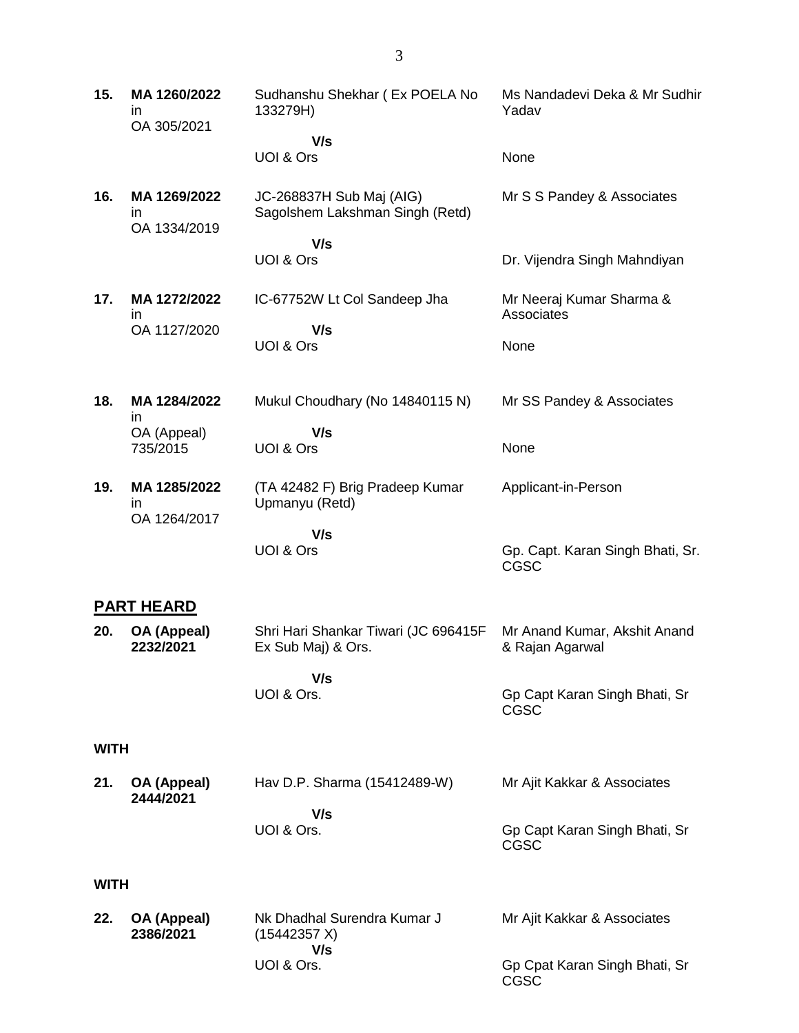| | | | |
|---|---|---|---|
| **15.** | **MA 1260/2022** in OA 305/2021 | Sudhanshu Shekhar ( Ex POELA No 133279H)<br>**V/s**<br>UOI & Ors | Ms Nandadevi Deka & Mr Sudhir Yadav<br><br>None |
| **16.** | **MA 1269/2022** in OA 1334/2019 | JC-268837H Sub Maj (AIG) Sagolshem Lakshman Singh (Retd)<br>**V/s**<br>UOI & Ors | Mr S S Pandey & Associates<br><br>Dr. Vijendra Singh Mahndiyan |
| **17.** | **MA 1272/2022** in OA 1127/2020 | IC-67752W Lt Col Sandeep Jha<br>**V/s**<br>UOI & Ors | Mr Neeraj Kumar Sharma & Associates<br><br>None |
| **18.** | **MA 1284/2022** in OA (Appeal) 735/2015 | Mukul Choudhary (No 14840115 N)<br>**V/s**<br>UOI & Ors | Mr SS Pandey & Associates<br><br>None |
| **19.** | **MA 1285/2022** in OA 1264/2017 | (TA 42482 F) Brig Pradeep Kumar Upmanyu (Retd)<br>**V/s**<br>UOI & Ors | Applicant-in-Person<br><br>Gp. Capt. Karan Singh Bhati, Sr. CGSC |

## PART HEARD

| | | | |
|---|---|---|---|
| **20.** | **OA (Appeal) 2232/2021** | Shri Hari Shankar Tiwari (JC 696415F Ex Sub Maj) & Ors.<br>**V/s**<br>UOI & Ors. | Mr Anand Kumar, Akshit Anand & Rajan Agarwal<br><br>Gp Capt Karan Singh Bhati, Sr CGSC |

**WITH**

| | | | |
|---|---|---|---|
| **21.** | **OA (Appeal) 2444/2021** | Hav D.P. Sharma (15412489-W)<br>**V/s**<br>UOI & Ors. | Mr Ajit Kakkar & Associates<br><br>Gp Capt Karan Singh Bhati, Sr CGSC |

**WITH**

| | | | |
|---|---|---|---|
| **22.** | **OA (Appeal) 2386/2021** | Nk Dhadhal Surendra Kumar J (15442357 X)<br>**V/s**<br>UOI & Ors. | Mr Ajit Kakkar & Associates<br><br>Gp Cpat Karan Singh Bhati, Sr CGSC |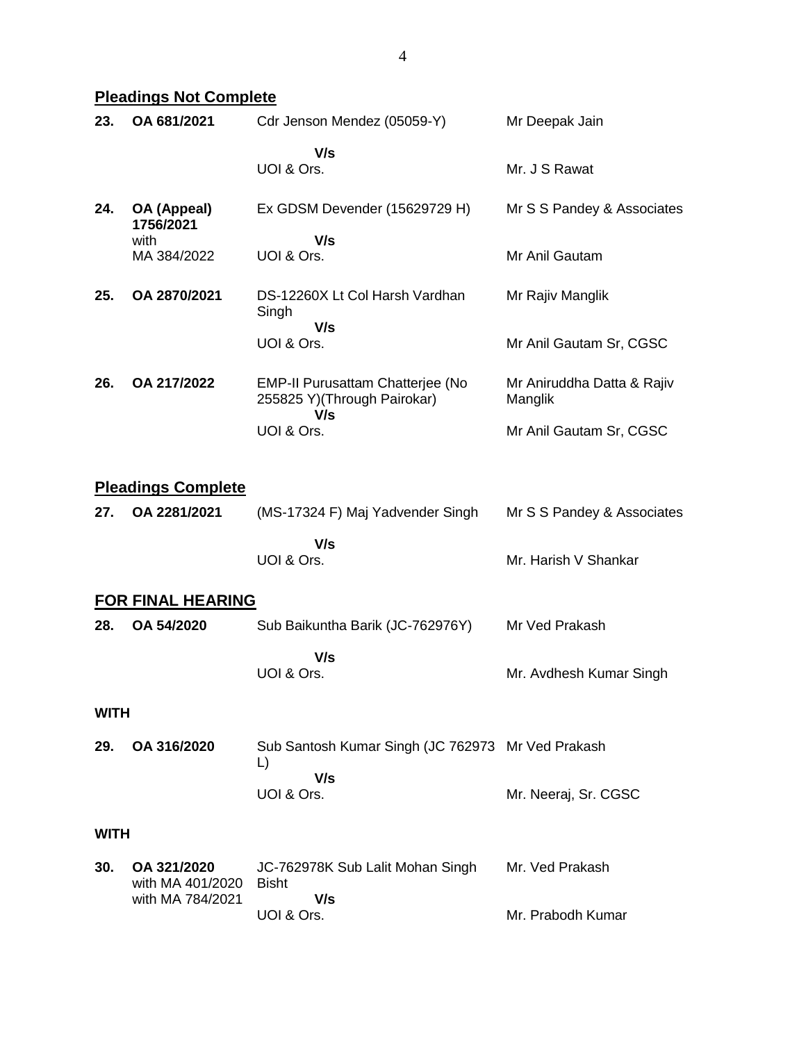## Pleadings Not Complete

| | | | |
|---|---|---|---|
| **23.** | **OA 681/2021** | Cdr Jenson Mendez (05059-Y)<br>**V/s**<br>UOI & Ors. | Mr Deepak Jain<br><br>Mr. J S Rawat |
| **24.** | **OA (Appeal) 1756/2021** with MA 384/2022 | Ex GDSM Devender (15629729 H)<br>**V/s**<br>UOI & Ors. | Mr S S Pandey & Associates<br><br>Mr Anil Gautam |
| **25.** | **OA 2870/2021** | DS-12260X Lt Col Harsh Vardhan Singh<br>**V/s**<br>UOI & Ors. | Mr Rajiv Manglik<br><br>Mr Anil Gautam Sr, CGSC |
| **26.** | **OA 217/2022** | EMP-II Purusattam Chatterjee (No 255825 Y)(Through Pairokar)<br>**V/s**<br>UOI & Ors. | Mr Aniruddha Datta & Rajiv Manglik<br><br>Mr Anil Gautam Sr, CGSC |

## Pleadings Complete

| | | | |
|---|---|---|---|
| **27.** | **OA 2281/2021** | (MS-17324 F) Maj Yadvender Singh<br>**V/s**<br>UOI & Ors. | Mr S S Pandey & Associates<br><br>Mr. Harish V Shankar |

## FOR FINAL HEARING

| | | | |
|---|---|---|---|
| **28.** | **OA 54/2020** | Sub Baikuntha Barik (JC-762976Y)<br>**V/s**<br>UOI & Ors. | Mr Ved Prakash<br><br>Mr. Avdhesh Kumar Singh |

**WITH**

| | | | |
|---|---|---|---|
| **29.** | **OA 316/2020** | Sub Santosh Kumar Singh (JC 762973 L)<br>**V/s**<br>UOI & Ors. | Mr Ved Prakash<br><br>Mr. Neeraj, Sr. CGSC |

**WITH**

| | | | |
|---|---|---|---|
| **30.** | **OA 321/2020** with MA 401/2020 with MA 784/2021 | JC-762978K Sub Lalit Mohan Singh Bisht<br>**V/s**<br>UOI & Ors. | Mr. Ved Prakash<br><br>Mr. Prabodh Kumar |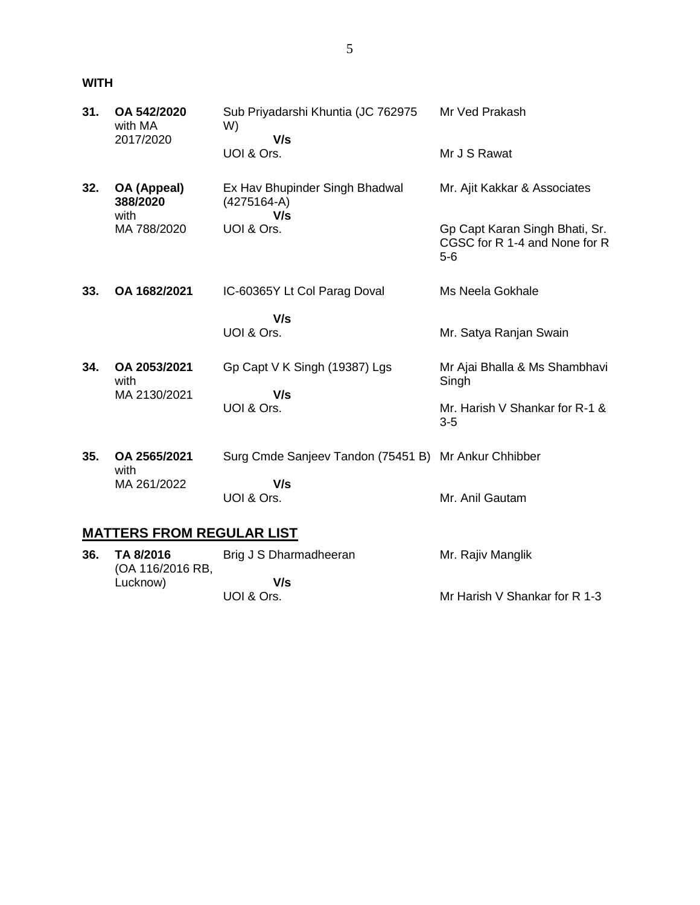**WITH**

| | | | |
|---|---|---|---|
| **31.** | **OA 542/2020** with MA 2017/2020 | Sub Priyadarshi Khuntia (JC 762975 W) **V/s** UOI & Ors. | Mr Ved Prakash<br><br>Mr J S Rawat |
| **32.** | **OA (Appeal) 388/2020** with MA 788/2020 | Ex Hav Bhupinder Singh Bhadwal (4275164-A) **V/s** UOI & Ors. | Mr. Ajit Kakkar & Associates<br><br>Gp Capt Karan Singh Bhati, Sr. CGSC for R 1-4 and None for R 5-6 |
| **33.** | **OA 1682/2021** | IC-60365Y Lt Col Parag Doval **V/s** UOI & Ors. | Ms Neela Gokhale<br><br>Mr. Satya Ranjan Swain |
| **34.** | **OA 2053/2021** with MA 2130/2021 | Gp Capt V K Singh (19387) Lgs **V/s** UOI & Ors. | Mr Ajai Bhalla & Ms Shambhavi Singh<br><br>Mr. Harish V Shankar for R-1 & 3-5 |
| **35.** | **OA 2565/2021** with MA 261/2022 | Surg Cmde Sanjeev Tandon (75451 B) **V/s** UOI & Ors. | Mr Ankur Chhibber<br><br>Mr. Anil Gautam |

## **MATTERS FROM REGULAR LIST**

| | | | |
|---|---|---|---|
| **36.** | **TA 8/2016** (OA 116/2016 RB, Lucknow) | Brig J S Dharmadheeran **V/s** UOI & Ors. | Mr. Rajiv Manglik<br><br>Mr Harish V Shankar for R 1-3 |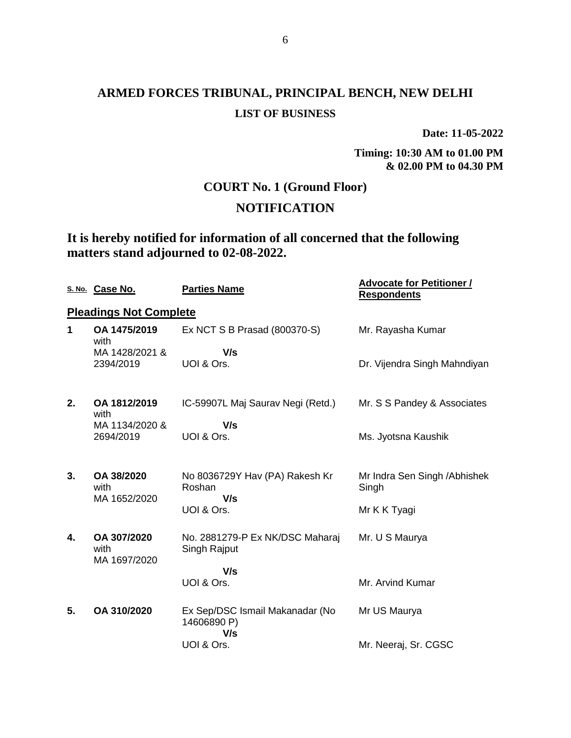# ARMED FORCES TRIBUNAL, PRINCIPAL BENCH, NEW DELHI

**LIST OF BUSINESS**

**Date: 11-05-2022**

**Timing: 10:30 AM to 01.00 PM & 02.00 PM to 04.30 PM**

## COURT No. 1 (Ground Floor)

## NOTIFICATION

### It is hereby notified for information of all concerned that the following matters stand adjourned to 02-08-2022.

| S. No. | Case No. | Parties Name | Advocate for Petitioner / Respondents |
|---|---|---|---|
| **Pleadings Not Complete** | | | |
| **1** | **OA 1475/2019** with MA 1428/2021 & 2394/2019 | Ex NCT S B Prasad (800370-S) **V/s** UOI & Ors. | Mr. Rayasha Kumar<br>Dr. Vijendra Singh Mahndiyan |
| **2.** | **OA 1812/2019** with MA 1134/2020 & 2694/2019 | IC-59907L Maj Saurav Negi (Retd.) **V/s** UOI & Ors. | Mr. S S Pandey & Associates<br>Ms. Jyotsna Kaushik |
| **3.** | **OA 38/2020** with MA 1652/2020 | No 8036729Y Hav (PA) Rakesh Kr Roshan **V/s** UOI & Ors. | Mr Indra Sen Singh /Abhishek Singh<br>Mr K K Tyagi |
| **4.** | **OA 307/2020** with MA 1697/2020 | No. 2881279-P Ex NK/DSC Maharaj Singh Rajput **V/s** UOI & Ors. | Mr. U S Maurya<br>Mr. Arvind Kumar |
| **5.** | **OA 310/2020** | Ex Sep/DSC Ismail Makanadar (No 14606890 P) **V/s** UOI & Ors. | Mr US Maurya<br>Mr. Neeraj, Sr. CGSC |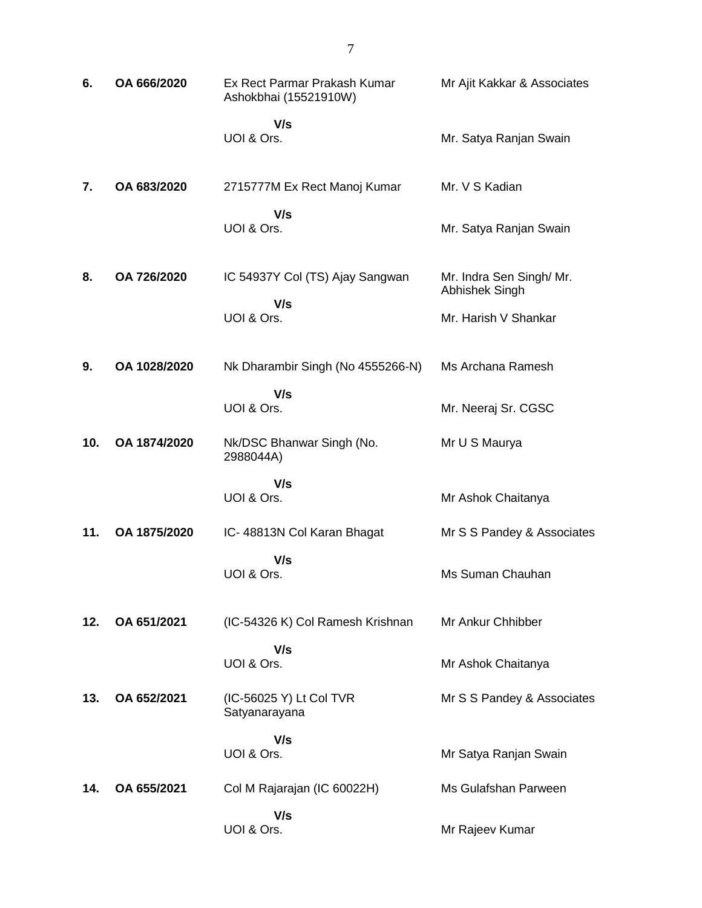| | | | |
|---|---|---|---|
| **6.** | **OA 666/2020** | Ex Rect Parmar Prakash Kumar Ashokbhai (15521910W) | Mr Ajit Kakkar & Associates |
| | | **V/s** UOI & Ors. | Mr. Satya Ranjan Swain |
| **7.** | **OA 683/2020** | 2715777M Ex Rect Manoj Kumar | Mr. V S Kadian |
| | | **V/s** UOI & Ors. | Mr. Satya Ranjan Swain |
| **8.** | **OA 726/2020** | IC 54937Y Col (TS) Ajay Sangwan | Mr. Indra Sen Singh/ Mr. Abhishek Singh |
| | | **V/s** UOI & Ors. | Mr. Harish V Shankar |
| **9.** | **OA 1028/2020** | Nk Dharambir Singh (No 4555266-N) | Ms Archana Ramesh |
| | | **V/s** UOI & Ors. | Mr. Neeraj Sr. CGSC |
| **10.** | **OA 1874/2020** | Nk/DSC Bhanwar Singh (No. 2988044A) | Mr U S Maurya |
| | | **V/s** UOI & Ors. | Mr Ashok Chaitanya |
| **11.** | **OA 1875/2020** | IC- 48813N Col Karan Bhagat | Mr S S Pandey & Associates |
| | | **V/s** UOI & Ors. | Ms Suman Chauhan |
| **12.** | **OA 651/2021** | (IC-54326 K) Col Ramesh Krishnan | Mr Ankur Chhibber |
| | | **V/s** UOI & Ors. | Mr Ashok Chaitanya |
| **13.** | **OA 652/2021** | (IC-56025 Y) Lt Col TVR Satyanarayana | Mr S S Pandey & Associates |
| | | **V/s** UOI & Ors. | Mr Satya Ranjan Swain |
| **14.** | **OA 655/2021** | Col M Rajarajan (IC 60022H) | Ms Gulafshan Parween |
| | | **V/s** UOI & Ors. | Mr Rajeev Kumar |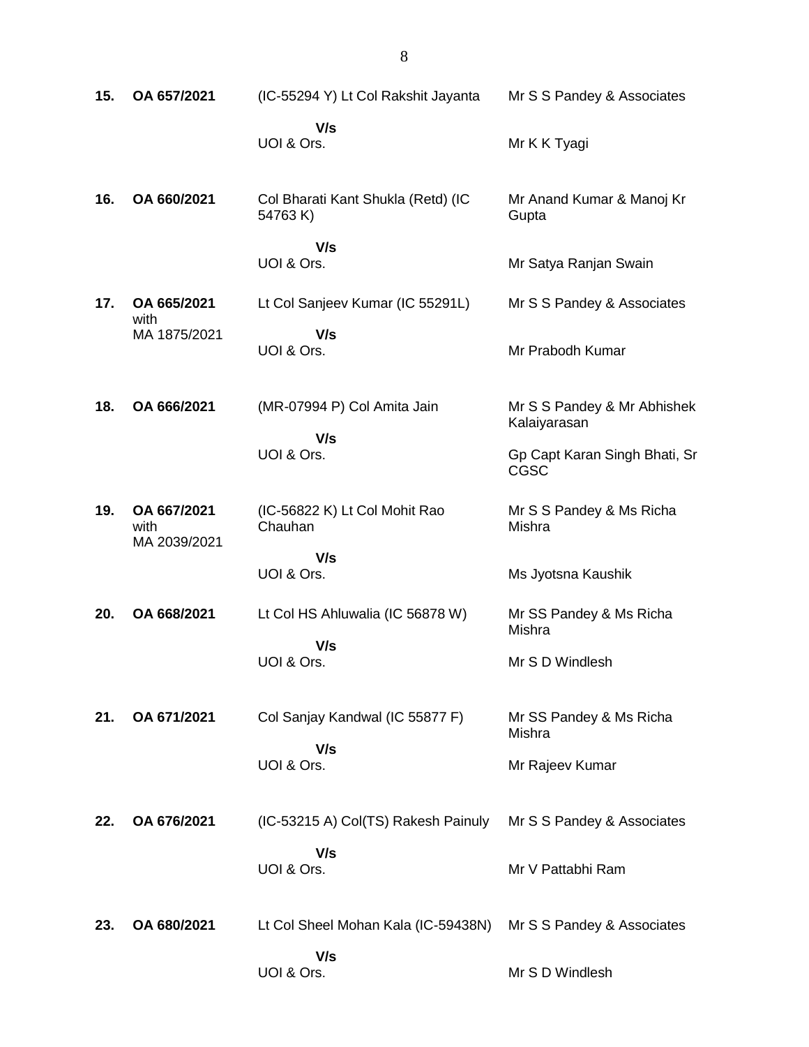| | | | |
|---|---|---|---|
| **15.** | **OA 657/2021** | (IC-55294 Y) Lt Col Rakshit Jayanta<br>**V/s**<br>UOI & Ors. | Mr S S Pandey & Associates<br><br>Mr K K Tyagi |
| **16.** | **OA 660/2021** | Col Bharati Kant Shukla (Retd) (IC 54763 K)<br>**V/s**<br>UOI & Ors. | Mr Anand Kumar & Manoj Kr Gupta<br><br>Mr Satya Ranjan Swain |
| **17.** | **OA 665/2021** with MA 1875/2021 | Lt Col Sanjeev Kumar (IC 55291L)<br>**V/s**<br>UOI & Ors. | Mr S S Pandey & Associates<br><br>Mr Prabodh Kumar |
| **18.** | **OA 666/2021** | (MR-07994 P) Col Amita Jain<br>**V/s**<br>UOI & Ors. | Mr S S Pandey & Mr Abhishek Kalaiyarasan<br><br>Gp Capt Karan Singh Bhati, Sr CGSC |
| **19.** | **OA 667/2021** with MA 2039/2021 | (IC-56822 K) Lt Col Mohit Rao Chauhan<br>**V/s**<br>UOI & Ors. | Mr S S Pandey & Ms Richa Mishra<br><br>Ms Jyotsna Kaushik |
| **20.** | **OA 668/2021** | Lt Col HS Ahluwalia (IC 56878 W)<br>**V/s**<br>UOI & Ors. | Mr SS Pandey & Ms Richa Mishra<br><br>Mr S D Windlesh |
| **21.** | **OA 671/2021** | Col Sanjay Kandwal (IC 55877 F)<br>**V/s**<br>UOI & Ors. | Mr SS Pandey & Ms Richa Mishra<br><br>Mr Rajeev Kumar |
| **22.** | **OA 676/2021** | (IC-53215 A) Col(TS) Rakesh Painuly<br>**V/s**<br>UOI & Ors. | Mr S S Pandey & Associates<br><br>Mr V Pattabhi Ram |
| **23.** | **OA 680/2021** | Lt Col Sheel Mohan Kala (IC-59438N)<br>**V/s**<br>UOI & Ors. | Mr S S Pandey & Associates<br><br>Mr S D Windlesh |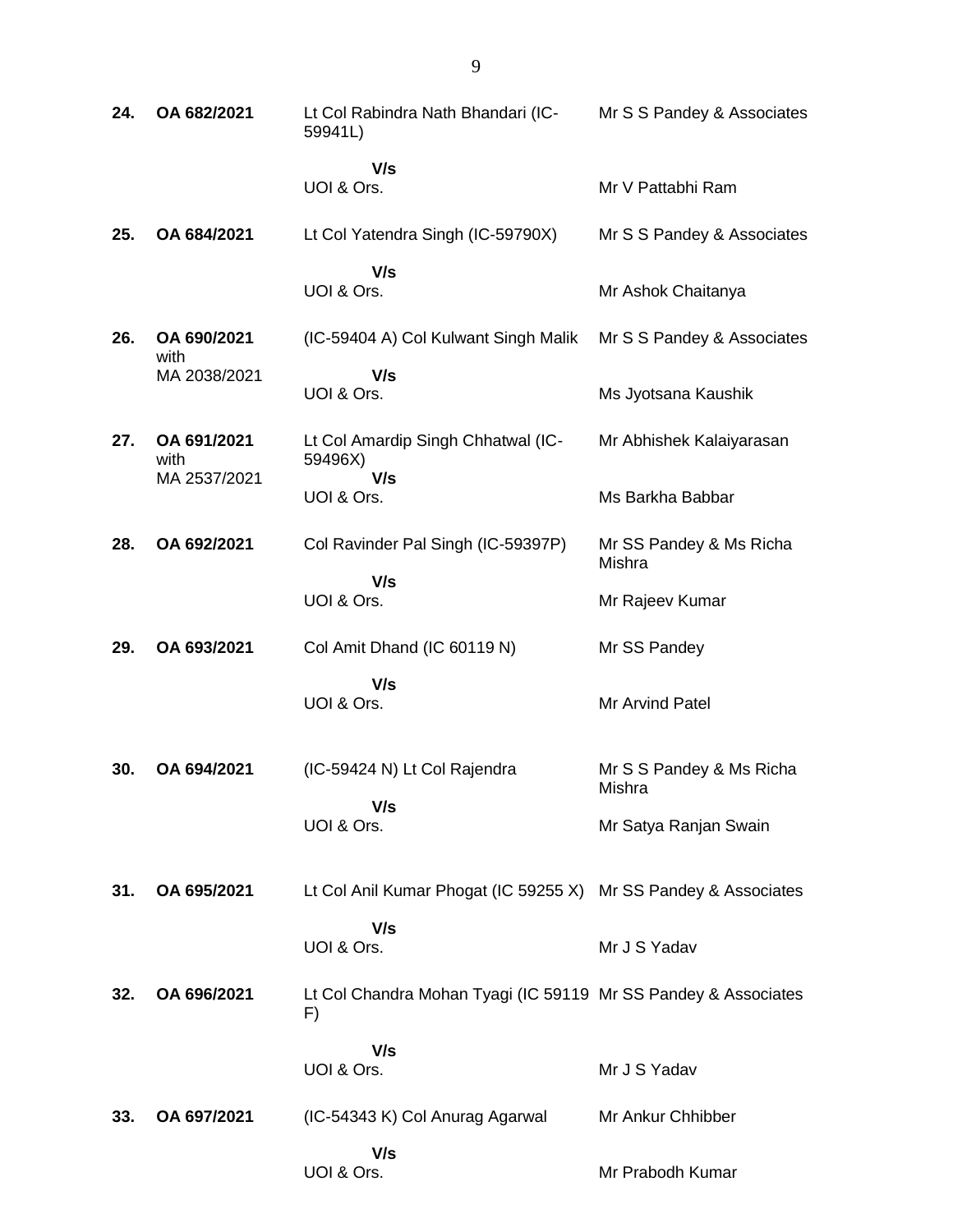| | | | |
|---|---|---|---|
| **24.** | **OA 682/2021** | Lt Col Rabindra Nath Bhandari (IC-59941L)<br>**V/s**<br>UOI & Ors. | Mr S S Pandey & Associates<br><br>Mr V Pattabhi Ram |
| **25.** | **OA 684/2021** | Lt Col Yatendra Singh (IC-59790X)<br>**V/s**<br>UOI & Ors. | Mr S S Pandey & Associates<br><br>Mr Ashok Chaitanya |
| **26.** | **OA 690/2021** with MA 2038/2021 | (IC-59404 A) Col Kulwant Singh Malik<br>**V/s**<br>UOI & Ors. | Mr S S Pandey & Associates<br><br>Ms Jyotsana Kaushik |
| **27.** | **OA 691/2021** with MA 2537/2021 | Lt Col Amardip Singh Chhatwal (IC-59496X)<br>**V/s**<br>UOI & Ors. | Mr Abhishek Kalaiyarasan<br><br>Ms Barkha Babbar |
| **28.** | **OA 692/2021** | Col Ravinder Pal Singh (IC-59397P)<br>**V/s**<br>UOI & Ors. | Mr SS Pandey & Ms Richa Mishra<br><br>Mr Rajeev Kumar |
| **29.** | **OA 693/2021** | Col Amit Dhand (IC 60119 N)<br>**V/s**<br>UOI & Ors. | Mr SS Pandey<br><br>Mr Arvind Patel |
| **30.** | **OA 694/2021** | (IC-59424 N) Lt Col Rajendra<br>**V/s**<br>UOI & Ors. | Mr S S Pandey & Ms Richa Mishra<br><br>Mr Satya Ranjan Swain |
| **31.** | **OA 695/2021** | Lt Col Anil Kumar Phogat (IC 59255 X)<br>**V/s**<br>UOI & Ors. | Mr SS Pandey & Associates<br><br>Mr J S Yadav |
| **32.** | **OA 696/2021** | Lt Col Chandra Mohan Tyagi (IC 59119 F)<br>**V/s**<br>UOI & Ors. | Mr SS Pandey & Associates<br><br>Mr J S Yadav |
| **33.** | **OA 697/2021** | (IC-54343 K) Col Anurag Agarwal<br>**V/s**<br>UOI & Ors. | Mr Ankur Chhibber<br><br>Mr Prabodh Kumar |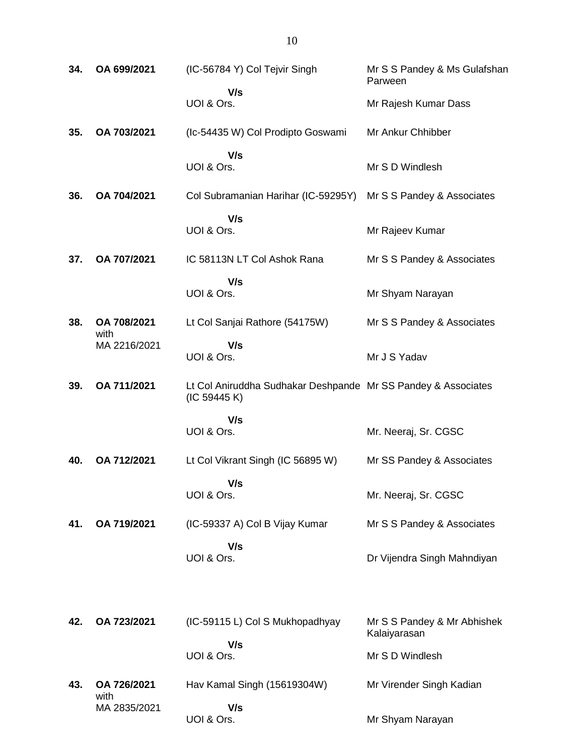| | | | |
|---|---|---|---|
| **34.** | **OA 699/2021** | (IC-56784 Y) Col Tejvir Singh | Mr S S Pandey & Ms Gulafshan Parween |
| | | **V/s** | |
| | | UOI & Ors. | Mr Rajesh Kumar Dass |
| **35.** | **OA 703/2021** | (Ic-54435 W) Col Prodipto Goswami | Mr Ankur Chhibber |
| | | **V/s** | |
| | | UOI & Ors. | Mr S D Windlesh |
| **36.** | **OA 704/2021** | Col Subramanian Harihar (IC-59295Y) | Mr S S Pandey & Associates |
| | | **V/s** | |
| | | UOI & Ors. | Mr Rajeev Kumar |
| **37.** | **OA 707/2021** | IC 58113N LT Col Ashok Rana | Mr S S Pandey & Associates |
| | | **V/s** | |
| | | UOI & Ors. | Mr Shyam Narayan |
| **38.** | **OA 708/2021** with MA 2216/2021 | Lt Col Sanjai Rathore (54175W) | Mr S S Pandey & Associates |
| | | **V/s** | |
| | | UOI & Ors. | Mr J S Yadav |
| **39.** | **OA 711/2021** | Lt Col Aniruddha Sudhakar Deshpande (IC 59445 K) | Mr SS Pandey & Associates |
| | | **V/s** | |
| | | UOI & Ors. | Mr. Neeraj, Sr. CGSC |
| **40.** | **OA 712/2021** | Lt Col Vikrant Singh (IC 56895 W) | Mr SS Pandey & Associates |
| | | **V/s** | |
| | | UOI & Ors. | Mr. Neeraj, Sr. CGSC |
| **41.** | **OA 719/2021** | (IC-59337 A) Col B Vijay Kumar | Mr S S Pandey & Associates |
| | | **V/s** | |
| | | UOI & Ors. | Dr Vijendra Singh Mahndiyan |
| **42.** | **OA 723/2021** | (IC-59115 L) Col S Mukhopadhyay | Mr S S Pandey & Mr Abhishek Kalaiyarasan |
| | | **V/s** | |
| | | UOI & Ors. | Mr S D Windlesh |
| **43.** | **OA 726/2021** with MA 2835/2021 | Hav Kamal Singh (15619304W) | Mr Virender Singh Kadian |
| | | **V/s** | |
| | | UOI & Ors. | Mr Shyam Narayan |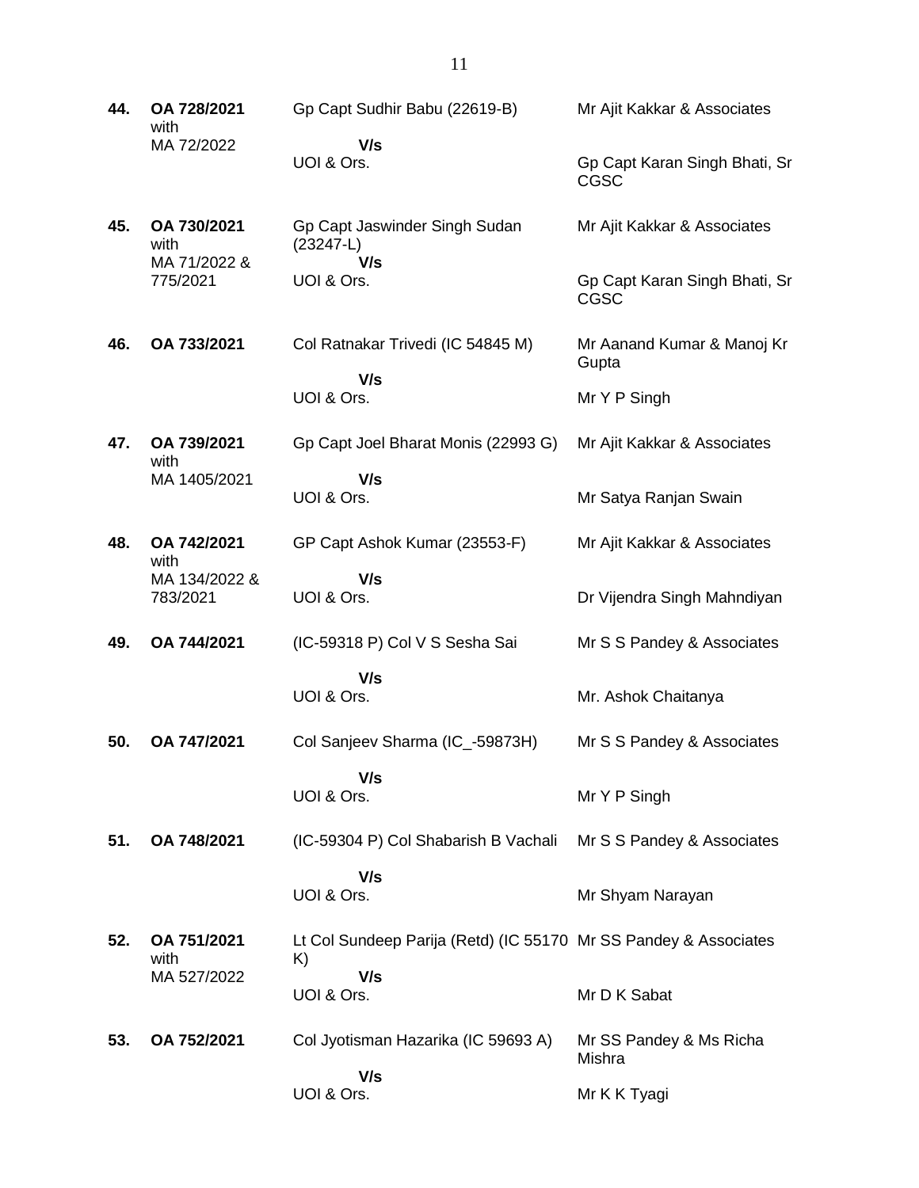| | | | |
|---|---|---|---|
| **44.** | **OA 728/2021** with MA 72/2022 | Gp Capt Sudhir Babu (22619-B) **V/s** UOI & Ors. | Mr Ajit Kakkar & Associates<br><br>Gp Capt Karan Singh Bhati, Sr CGSC |
| **45.** | **OA 730/2021** with MA 71/2022 & 775/2021 | Gp Capt Jaswinder Singh Sudan (23247-L) **V/s** UOI & Ors. | Mr Ajit Kakkar & Associates<br><br>Gp Capt Karan Singh Bhati, Sr CGSC |
| **46.** | **OA 733/2021** | Col Ratnakar Trivedi (IC 54845 M) **V/s** UOI & Ors. | Mr Aanand Kumar & Manoj Kr Gupta<br><br>Mr Y P Singh |
| **47.** | **OA 739/2021** with MA 1405/2021 | Gp Capt Joel Bharat Monis (22993 G) **V/s** UOI & Ors. | Mr Ajit Kakkar & Associates<br><br>Mr Satya Ranjan Swain |
| **48.** | **OA 742/2021** with MA 134/2022 & 783/2021 | GP Capt Ashok Kumar (23553-F) **V/s** UOI & Ors. | Mr Ajit Kakkar & Associates<br><br>Dr Vijendra Singh Mahndiyan |
| **49.** | **OA 744/2021** | (IC-59318 P) Col V S Sesha Sai **V/s** UOI & Ors. | Mr S S Pandey & Associates<br><br>Mr. Ashok Chaitanya |
| **50.** | **OA 747/2021** | Col Sanjeev Sharma (IC_-59873H) **V/s** UOI & Ors. | Mr S S Pandey & Associates<br><br>Mr Y P Singh |
| **51.** | **OA 748/2021** | (IC-59304 P) Col Shabarish B Vachali **V/s** UOI & Ors. | Mr S S Pandey & Associates<br><br>Mr Shyam Narayan |
| **52.** | **OA 751/2021** with MA 527/2022 | Lt Col Sundeep Parija (Retd) (IC 55170 K) **V/s** UOI & Ors. | Mr SS Pandey & Associates<br><br>Mr D K Sabat |
| **53.** | **OA 752/2021** | Col Jyotisman Hazarika (IC 59693 A) **V/s** UOI & Ors. | Mr SS Pandey & Ms Richa Mishra<br><br>Mr K K Tyagi |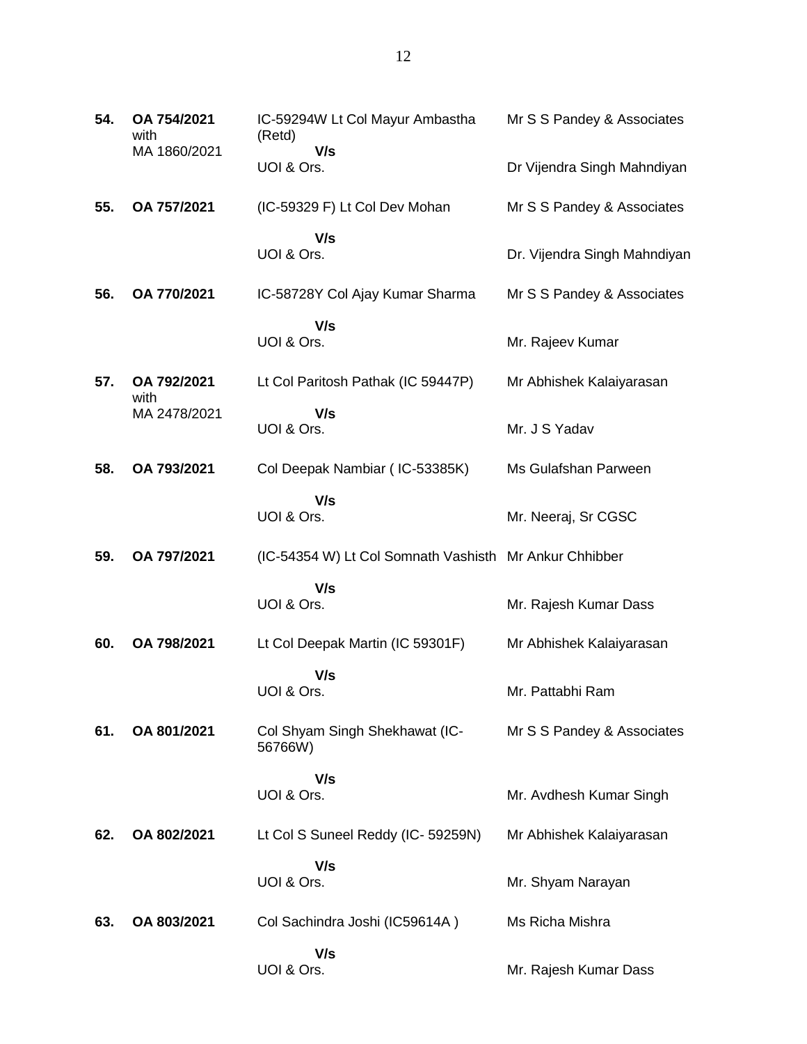| | | | |
|---|---|---|---|
| **54.** | **OA 754/2021** with MA 1860/2021 | IC-59294W Lt Col Mayur Ambastha (Retd) **V/s** UOI & Ors. | Mr S S Pandey & Associates<br><br>Dr Vijendra Singh Mahndiyan |
| **55.** | **OA 757/2021** | (IC-59329 F) Lt Col Dev Mohan **V/s** UOI & Ors. | Mr S S Pandey & Associates<br><br>Dr. Vijendra Singh Mahndiyan |
| **56.** | **OA 770/2021** | IC-58728Y Col Ajay Kumar Sharma **V/s** UOI & Ors. | Mr S S Pandey & Associates<br><br>Mr. Rajeev Kumar |
| **57.** | **OA 792/2021** with MA 2478/2021 | Lt Col Paritosh Pathak (IC 59447P) **V/s** UOI & Ors. | Mr Abhishek Kalaiyarasan<br><br>Mr. J S Yadav |
| **58.** | **OA 793/2021** | Col Deepak Nambiar ( IC-53385K) **V/s** UOI & Ors. | Ms Gulafshan Parween<br><br>Mr. Neeraj, Sr CGSC |
| **59.** | **OA 797/2021** | (IC-54354 W) Lt Col Somnath Vashisth **V/s** UOI & Ors. | Mr Ankur Chhibber<br><br>Mr. Rajesh Kumar Dass |
| **60.** | **OA 798/2021** | Lt Col Deepak Martin (IC 59301F) **V/s** UOI & Ors. | Mr Abhishek Kalaiyarasan<br><br>Mr. Pattabhi Ram |
| **61.** | **OA 801/2021** | Col Shyam Singh Shekhawat (IC-56766W) **V/s** UOI & Ors. | Mr S S Pandey & Associates<br><br>Mr. Avdhesh Kumar Singh |
| **62.** | **OA 802/2021** | Lt Col S Suneel Reddy (IC- 59259N) **V/s** UOI & Ors. | Mr Abhishek Kalaiyarasan<br><br>Mr. Shyam Narayan |
| **63.** | **OA 803/2021** | Col Sachindra Joshi (IC59614A ) **V/s** UOI & Ors. | Ms Richa Mishra<br><br>Mr. Rajesh Kumar Dass |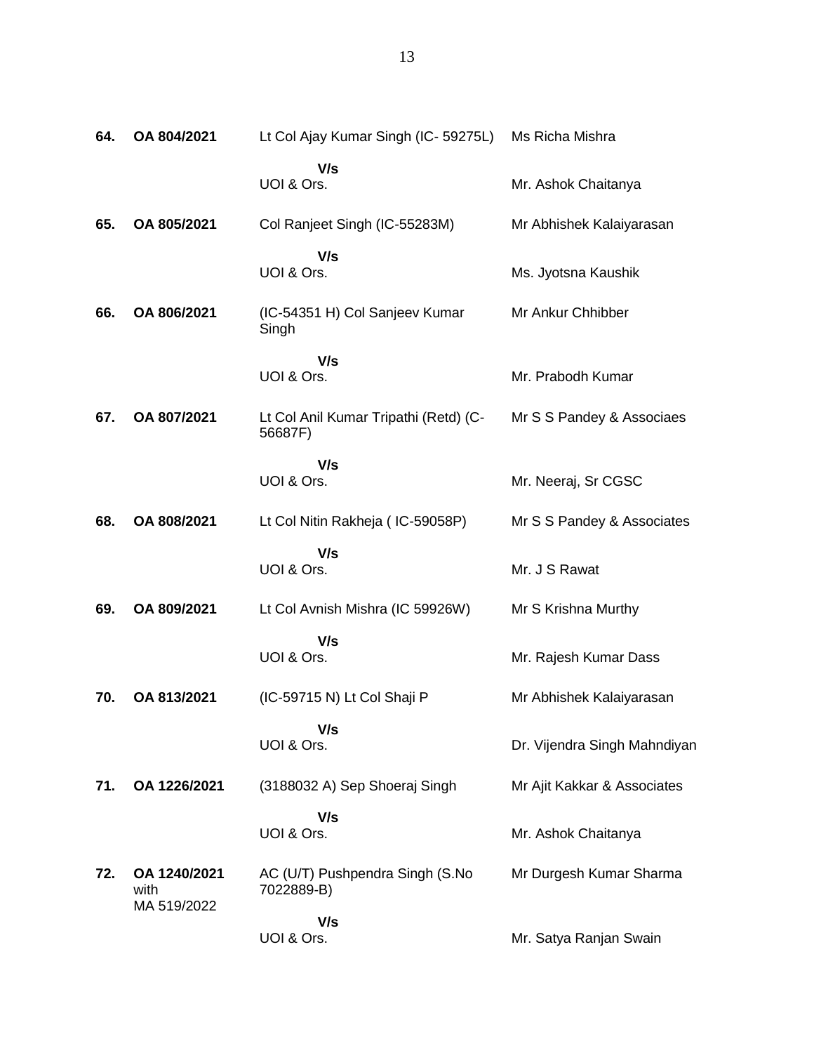| | | | |
|---|---|---|---|
| **64.** | **OA 804/2021** | Lt Col Ajay Kumar Singh (IC- 59275L) | Ms Richa Mishra |
| | | **V/s** | |
| | | UOI & Ors. | Mr. Ashok Chaitanya |
| **65.** | **OA 805/2021** | Col Ranjeet Singh (IC-55283M) | Mr Abhishek Kalaiyarasan |
| | | **V/s** | |
| | | UOI & Ors. | Ms. Jyotsna Kaushik |
| **66.** | **OA 806/2021** | (IC-54351 H) Col Sanjeev Kumar Singh | Mr Ankur Chhibber |
| | | **V/s** | |
| | | UOI & Ors. | Mr. Prabodh Kumar |
| **67.** | **OA 807/2021** | Lt Col Anil Kumar Tripathi (Retd) (C-56687F) | Mr S S Pandey & Associaes |
| | | **V/s** | |
| | | UOI & Ors. | Mr. Neeraj, Sr CGSC |
| **68.** | **OA 808/2021** | Lt Col Nitin Rakheja ( IC-59058P) | Mr S S Pandey & Associates |
| | | **V/s** | |
| | | UOI & Ors. | Mr. J S Rawat |
| **69.** | **OA 809/2021** | Lt Col Avnish Mishra (IC 59926W) | Mr S Krishna Murthy |
| | | **V/s** | |
| | | UOI & Ors. | Mr. Rajesh Kumar Dass |
| **70.** | **OA 813/2021** | (IC-59715 N) Lt Col Shaji P | Mr Abhishek Kalaiyarasan |
| | | **V/s** | |
| | | UOI & Ors. | Dr. Vijendra Singh Mahndiyan |
| **71.** | **OA 1226/2021** | (3188032 A) Sep Shoeraj Singh | Mr Ajit Kakkar & Associates |
| | | **V/s** | |
| | | UOI & Ors. | Mr. Ashok Chaitanya |
| **72.** | **OA 1240/2021** with MA 519/2022 | AC (U/T) Pushpendra Singh (S.No 7022889-B) | Mr Durgesh Kumar Sharma |
| | | **V/s** | |
| | | UOI & Ors. | Mr. Satya Ranjan Swain |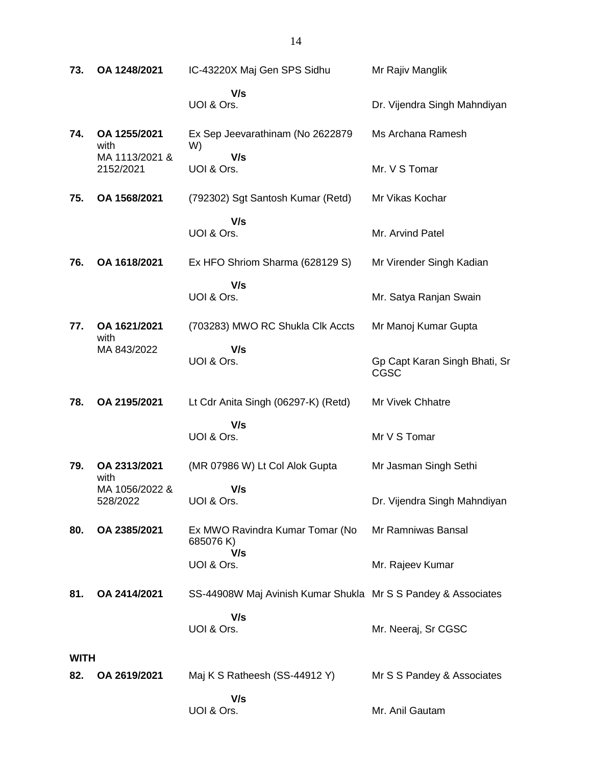| | | | |
|---|---|---|---|
| **73.** | **OA 1248/2021** | IC-43220X Maj Gen SPS Sidhu | Mr Rajiv Manglik |
| | | **V/s** UOI & Ors. | Dr. Vijendra Singh Mahndiyan |
| **74.** | **OA 1255/2021** with MA 1113/2021 & 2152/2021 | Ex Sep Jeevarathinam (No 2622879 W) | Ms Archana Ramesh |
| | | **V/s** UOI & Ors. | Mr. V S Tomar |
| **75.** | **OA 1568/2021** | (792302) Sgt Santosh Kumar (Retd) | Mr Vikas Kochar |
| | | **V/s** UOI & Ors. | Mr. Arvind Patel |
| **76.** | **OA 1618/2021** | Ex HFO Shriom Sharma (628129 S) | Mr Virender Singh Kadian |
| | | **V/s** UOI & Ors. | Mr. Satya Ranjan Swain |
| **77.** | **OA 1621/2021** with MA 843/2022 | (703283) MWO RC Shukla Clk Accts | Mr Manoj Kumar Gupta |
| | | **V/s** UOI & Ors. | Gp Capt Karan Singh Bhati, Sr CGSC |
| **78.** | **OA 2195/2021** | Lt Cdr Anita Singh (06297-K) (Retd) | Mr Vivek Chhatre |
| | | **V/s** UOI & Ors. | Mr V S Tomar |
| **79.** | **OA 2313/2021** with MA 1056/2022 & 528/2022 | (MR 07986 W) Lt Col Alok Gupta | Mr Jasman Singh Sethi |
| | | **V/s** UOI & Ors. | Dr. Vijendra Singh Mahndiyan |
| **80.** | **OA 2385/2021** | Ex MWO Ravindra Kumar Tomar (No 685076 K) | Mr Ramniwas Bansal |
| | | **V/s** UOI & Ors. | Mr. Rajeev Kumar |
| **81.** | **OA 2414/2021** | SS-44908W Maj Avinish Kumar Shukla | Mr S S Pandey & Associates |
| | | **V/s** UOI & Ors. | Mr. Neeraj, Sr CGSC |
| **WITH** | | | |
| **82.** | **OA 2619/2021** | Maj K S Ratheesh (SS-44912 Y) | Mr S S Pandey & Associates |
| | | **V/s** UOI & Ors. | Mr. Anil Gautam |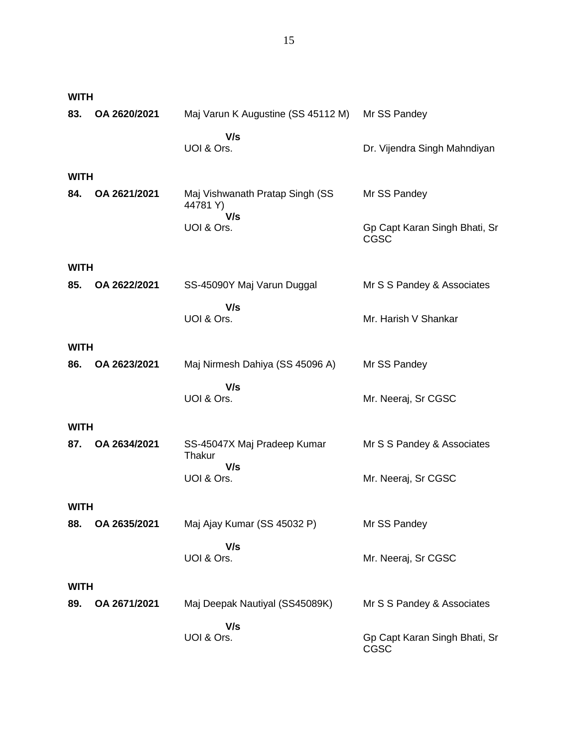**WITH**

| | | | |
|---|---|---|---|
| **83.** | **OA 2620/2021** | Maj Varun K Augustine (SS 45112 M) | Mr SS Pandey |
| | | **V/s** | |
| | | UOI & Ors. | Dr. Vijendra Singh Mahndiyan |

**WITH**

| | | | |
|---|---|---|---|
| **84.** | **OA 2621/2021** | Maj Vishwanath Pratap Singh (SS 44781 Y) | Mr SS Pandey |
| | | **V/s** | |
| | | UOI & Ors. | Gp Capt Karan Singh Bhati, Sr CGSC |

**WITH**

| | | | |
|---|---|---|---|
| **85.** | **OA 2622/2021** | SS-45090Y Maj Varun Duggal | Mr S S Pandey & Associates |
| | | **V/s** | |
| | | UOI & Ors. | Mr. Harish V Shankar |

**WITH**

| | | | |
|---|---|---|---|
| **86.** | **OA 2623/2021** | Maj Nirmesh Dahiya (SS 45096 A) | Mr SS Pandey |
| | | **V/s** | |
| | | UOI & Ors. | Mr. Neeraj, Sr CGSC |

**WITH**

| | | | |
|---|---|---|---|
| **87.** | **OA 2634/2021** | SS-45047X Maj Pradeep Kumar Thakur | Mr S S Pandey & Associates |
| | | **V/s** | |
| | | UOI & Ors. | Mr. Neeraj, Sr CGSC |

**WITH**

| | | | |
|---|---|---|---|
| **88.** | **OA 2635/2021** | Maj Ajay Kumar (SS 45032 P) | Mr SS Pandey |
| | | **V/s** | |
| | | UOI & Ors. | Mr. Neeraj, Sr CGSC |

**WITH**

| | | | |
|---|---|---|---|
| **89.** | **OA 2671/2021** | Maj Deepak Nautiyal (SS45089K) | Mr S S Pandey & Associates |
| | | **V/s** | |
| | | UOI & Ors. | Gp Capt Karan Singh Bhati, Sr CGSC |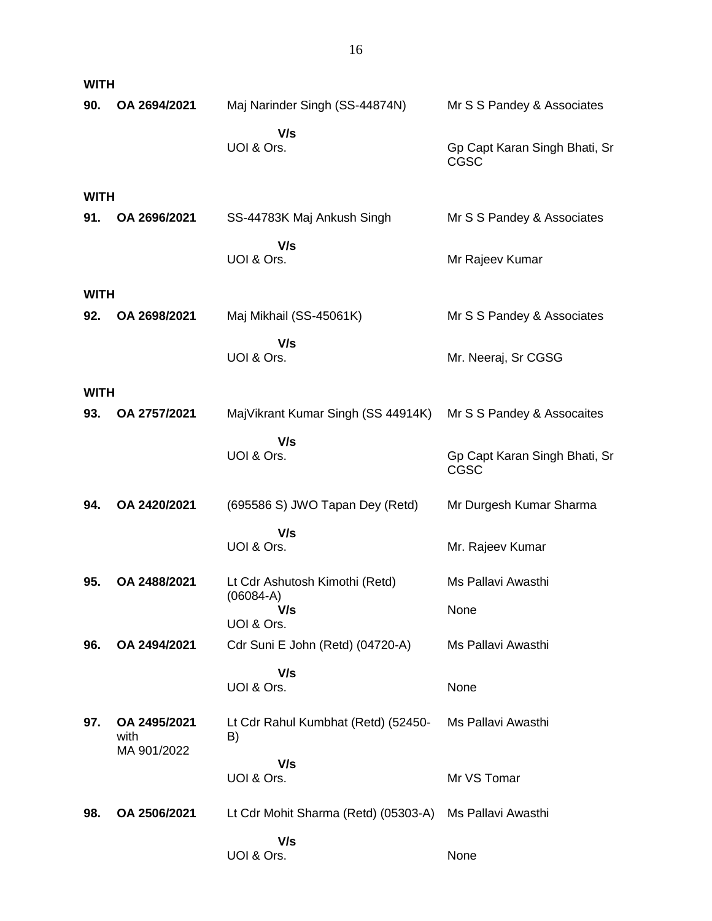**WITH**

| | | | |
|---|---|---|---|
| **90.** | **OA 2694/2021** | Maj Narinder Singh (SS-44874N)<br>**V/s**<br>UOI & Ors. | Mr S S Pandey & Associates<br><br>Gp Capt Karan Singh Bhati, Sr CGSC |

**WITH**

| | | | |
|---|---|---|---|
| **91.** | **OA 2696/2021** | SS-44783K Maj Ankush Singh<br>**V/s**<br>UOI & Ors. | Mr S S Pandey & Associates<br><br>Mr Rajeev Kumar |

**WITH**

| | | | |
|---|---|---|---|
| **92.** | **OA 2698/2021** | Maj Mikhail (SS-45061K)<br>**V/s**<br>UOI & Ors. | Mr S S Pandey & Associates<br><br>Mr. Neeraj, Sr CGSG |

**WITH**

| | | | |
|---|---|---|---|
| **93.** | **OA 2757/2021** | MajVikrant Kumar Singh (SS 44914K)<br>**V/s**<br>UOI & Ors. | Mr S S Pandey & Assocaites<br><br>Gp Capt Karan Singh Bhati, Sr CGSC |
| **94.** | **OA 2420/2021** | (695586 S) JWO Tapan Dey (Retd)<br>**V/s**<br>UOI & Ors. | Mr Durgesh Kumar Sharma<br><br>Mr. Rajeev Kumar |
| **95.** | **OA 2488/2021** | Lt Cdr Ashutosh Kimothi (Retd) (06084-A)<br>**V/s**<br>UOI & Ors. | Ms Pallavi Awasthi<br><br>None |
| **96.** | **OA 2494/2021** | Cdr Suni E John (Retd) (04720-A)<br>**V/s**<br>UOI & Ors. | Ms Pallavi Awasthi<br><br>None |
| **97.** | **OA 2495/2021** with MA 901/2022 | Lt Cdr Rahul Kumbhat (Retd) (52450-B)<br>**V/s**<br>UOI & Ors. | Ms Pallavi Awasthi<br><br>Mr VS Tomar |
| **98.** | **OA 2506/2021** | Lt Cdr Mohit Sharma (Retd) (05303-A)<br>**V/s**<br>UOI & Ors. | Ms Pallavi Awasthi<br><br>None |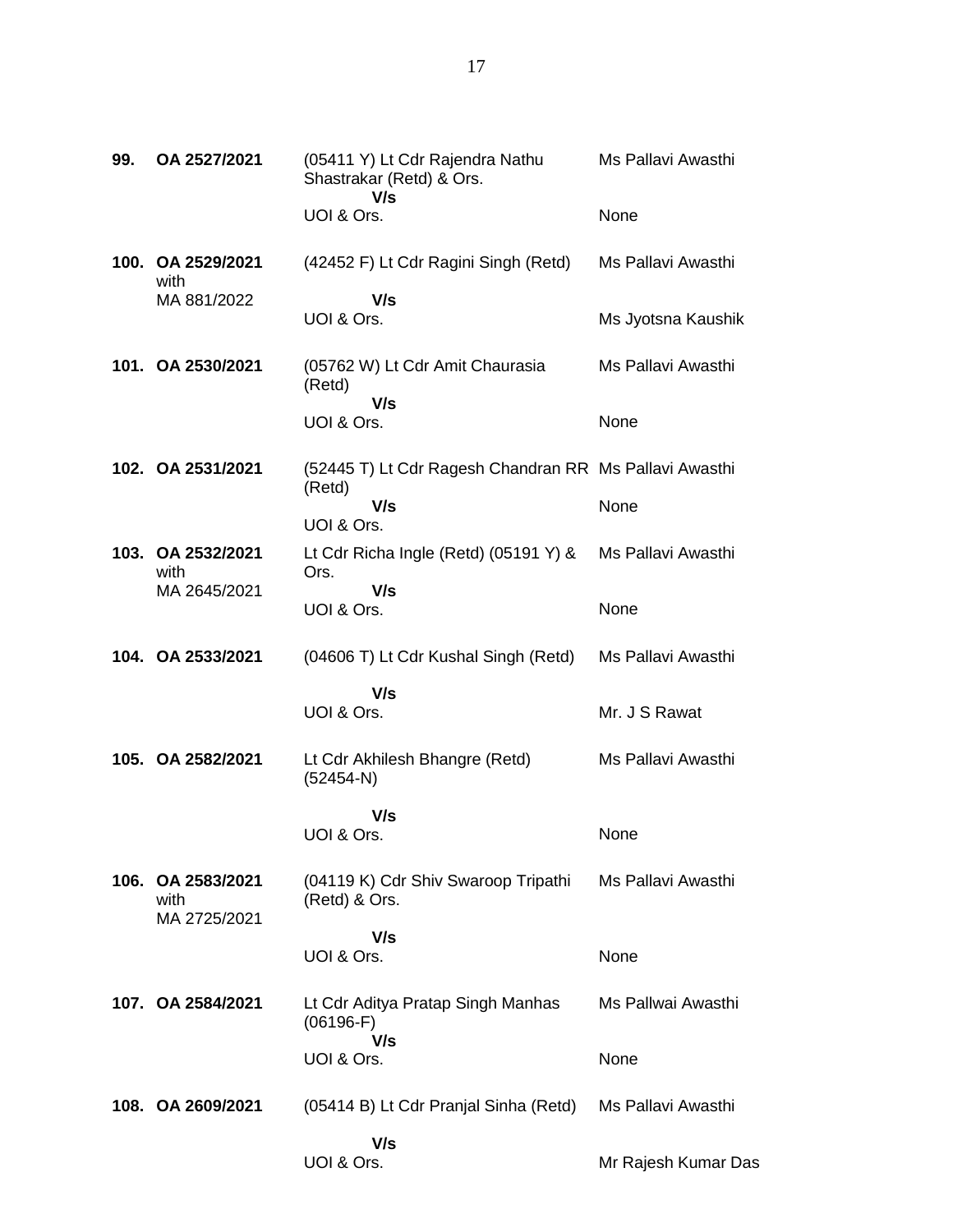| | | | |
|---|---|---|---|
| **99.** | **OA 2527/2021** | (05411 Y) Lt Cdr Rajendra Nathu Shastrakar (Retd) & Ors.<br>**V/s**<br>UOI & Ors. | Ms Pallavi Awasthi<br><br>None |
| **100.** | **OA 2529/2021** with MA 881/2022 | (42452 F) Lt Cdr Ragini Singh (Retd)<br>**V/s**<br>UOI & Ors. | Ms Pallavi Awasthi<br><br>Ms Jyotsna Kaushik |
| **101.** | **OA 2530/2021** | (05762 W) Lt Cdr Amit Chaurasia (Retd)<br>**V/s**<br>UOI & Ors. | Ms Pallavi Awasthi<br><br>None |
| **102.** | **OA 2531/2021** | (52445 T) Lt Cdr Ragesh Chandran RR (Retd)<br>**V/s**<br>UOI & Ors. | Ms Pallavi Awasthi<br><br>None |
| **103.** | **OA 2532/2021** with MA 2645/2021 | Lt Cdr Richa Ingle (Retd) (05191 Y) & Ors.<br>**V/s**<br>UOI & Ors. | Ms Pallavi Awasthi<br><br>None |
| **104.** | **OA 2533/2021** | (04606 T) Lt Cdr Kushal Singh (Retd)<br>**V/s**<br>UOI & Ors. | Ms Pallavi Awasthi<br><br>Mr. J S Rawat |
| **105.** | **OA 2582/2021** | Lt Cdr Akhilesh Bhangre (Retd) (52454-N)<br>**V/s**<br>UOI & Ors. | Ms Pallavi Awasthi<br><br>None |
| **106.** | **OA 2583/2021** with MA 2725/2021 | (04119 K) Cdr Shiv Swaroop Tripathi (Retd) & Ors.<br>**V/s**<br>UOI & Ors. | Ms Pallavi Awasthi<br><br>None |
| **107.** | **OA 2584/2021** | Lt Cdr Aditya Pratap Singh Manhas (06196-F)<br>**V/s**<br>UOI & Ors. | Ms Pallwai Awasthi<br><br>None |
| **108.** | **OA 2609/2021** | (05414 B) Lt Cdr Pranjal Sinha (Retd)<br>**V/s**<br>UOI & Ors. | Ms Pallavi Awasthi<br><br>Mr Rajesh Kumar Das |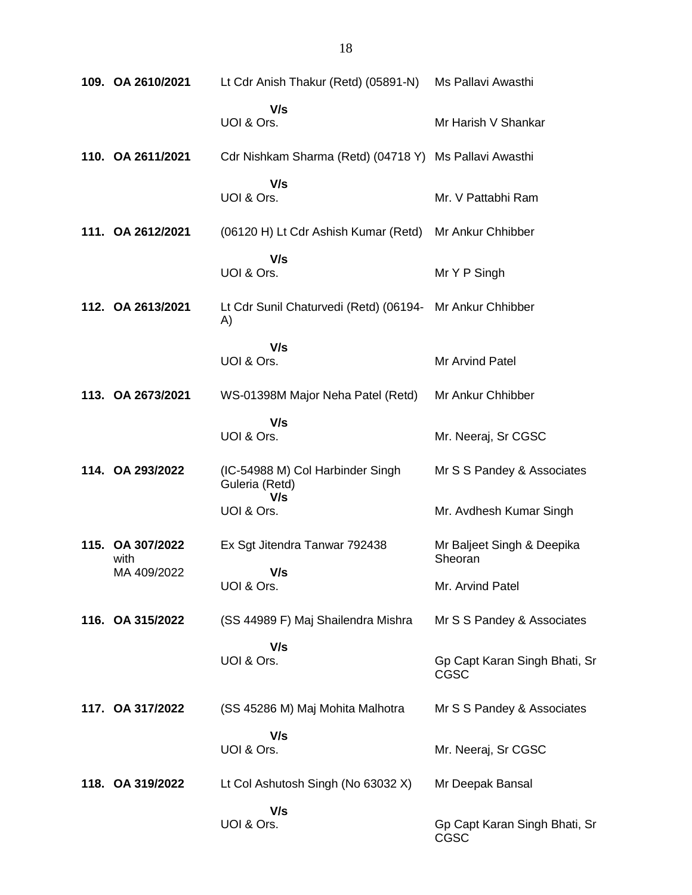| | | | |
|---|---|---|---|
| **109.** | **OA 2610/2021** | Lt Cdr Anish Thakur (Retd) (05891-N) | Ms Pallavi Awasthi |
| | | **V/s** | |
| | | UOI & Ors. | Mr Harish V Shankar |
| **110.** | **OA 2611/2021** | Cdr Nishkam Sharma (Retd) (04718 Y) | Ms Pallavi Awasthi |
| | | **V/s** | |
| | | UOI & Ors. | Mr. V Pattabhi Ram |
| **111.** | **OA 2612/2021** | (06120 H) Lt Cdr Ashish Kumar (Retd) | Mr Ankur Chhibber |
| | | **V/s** | |
| | | UOI & Ors. | Mr Y P Singh |
| **112.** | **OA 2613/2021** | Lt Cdr Sunil Chaturvedi (Retd) (06194-A) | Mr Ankur Chhibber |
| | | **V/s** | |
| | | UOI & Ors. | Mr Arvind Patel |
| **113.** | **OA 2673/2021** | WS-01398M Major Neha Patel (Retd) | Mr Ankur Chhibber |
| | | **V/s** | |
| | | UOI & Ors. | Mr. Neeraj, Sr CGSC |
| **114.** | **OA 293/2022** | (IC-54988 M) Col Harbinder Singh Guleria (Retd) | Mr S S Pandey & Associates |
| | | **V/s** | |
| | | UOI & Ors. | Mr. Avdhesh Kumar Singh |
| **115.** | **OA 307/2022** with MA 409/2022 | Ex Sgt Jitendra Tanwar 792438 | Mr Baljeet Singh & Deepika Sheoran |
| | | **V/s** | |
| | | UOI & Ors. | Mr. Arvind Patel |
| **116.** | **OA 315/2022** | (SS 44989 F) Maj Shailendra Mishra | Mr S S Pandey & Associates |
| | | **V/s** | |
| | | UOI & Ors. | Gp Capt Karan Singh Bhati, Sr CGSC |
| **117.** | **OA 317/2022** | (SS 45286 M) Maj Mohita Malhotra | Mr S S Pandey & Associates |
| | | **V/s** | |
| | | UOI & Ors. | Mr. Neeraj, Sr CGSC |
| **118.** | **OA 319/2022** | Lt Col Ashutosh Singh (No 63032 X) | Mr Deepak Bansal |
| | | **V/s** | |
| | | UOI & Ors. | Gp Capt Karan Singh Bhati, Sr CGSC |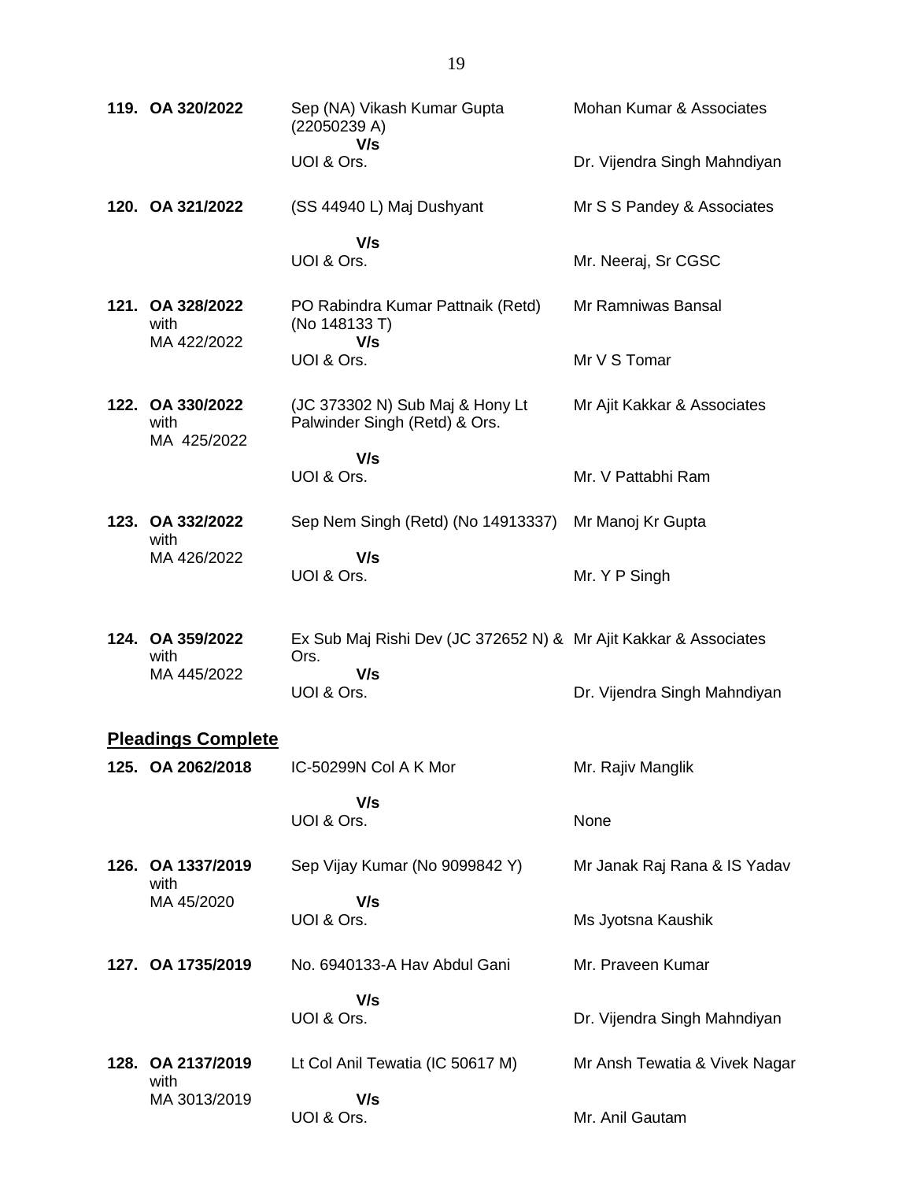| | | | |
|---|---|---|---|
| 119. | OA 320/2022 | Sep (NA) Vikash Kumar Gupta (22050239 A)<br>**V/s**<br>UOI & Ors. | Mohan Kumar & Associates<br><br>Dr. Vijendra Singh Mahndiyan |
| 120. | OA 321/2022 | (SS 44940 L) Maj Dushyant<br>**V/s**<br>UOI & Ors. | Mr S S Pandey & Associates<br><br>Mr. Neeraj, Sr CGSC |
| 121. | OA 328/2022 with MA 422/2022 | PO Rabindra Kumar Pattnaik (Retd) (No 148133 T)<br>**V/s**<br>UOI & Ors. | Mr Ramniwas Bansal<br><br>Mr V S Tomar |
| 122. | OA 330/2022 with MA 425/2022 | (JC 373302 N) Sub Maj & Hony Lt Palwinder Singh (Retd) & Ors.<br>**V/s**<br>UOI & Ors. | Mr Ajit Kakkar & Associates<br><br>Mr. V Pattabhi Ram |
| 123. | OA 332/2022 with MA 426/2022 | Sep Nem Singh (Retd) (No 14913337)<br>**V/s**<br>UOI & Ors. | Mr Manoj Kr Gupta<br><br>Mr. Y P Singh |
| 124. | OA 359/2022 with MA 445/2022 | Ex Sub Maj Rishi Dev (JC 372652 N) & Ors.<br>**V/s**<br>UOI & Ors. | Mr Ajit Kakkar & Associates<br><br>Dr. Vijendra Singh Mahndiyan |

## **Pleadings Complete**

| | | | |
|---|---|---|---|
| 125. | OA 2062/2018 | IC-50299N Col A K Mor<br>**V/s**<br>UOI & Ors. | Mr. Rajiv Manglik<br><br>None |
| 126. | OA 1337/2019 with MA 45/2020 | Sep Vijay Kumar (No 9099842 Y)<br>**V/s**<br>UOI & Ors. | Mr Janak Raj Rana & IS Yadav<br><br>Ms Jyotsna Kaushik |
| 127. | OA 1735/2019 | No. 6940133-A Hav Abdul Gani<br>**V/s**<br>UOI & Ors. | Mr. Praveen Kumar<br><br>Dr. Vijendra Singh Mahndiyan |
| 128. | OA 2137/2019 with MA 3013/2019 | Lt Col Anil Tewatia (IC 50617 M)<br>**V/s**<br>UOI & Ors. | Mr Ansh Tewatia & Vivek Nagar<br><br>Mr. Anil Gautam |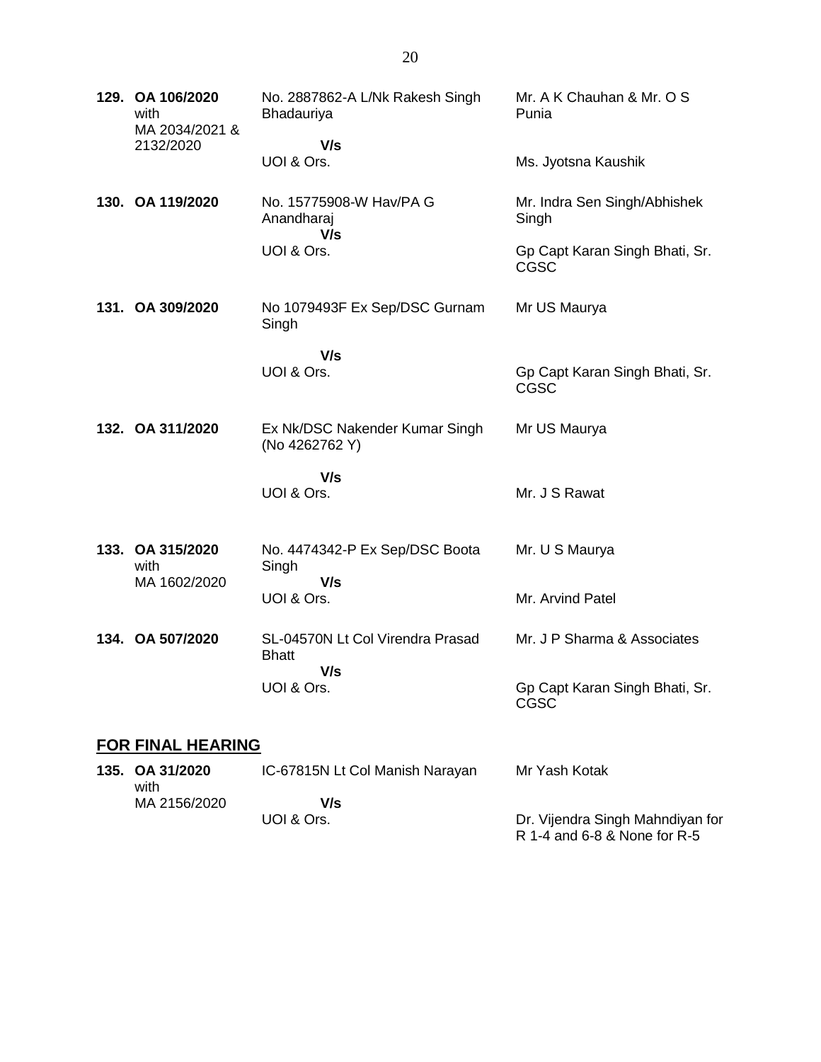| | | | |
|---|---|---|---|
| **129.** | **OA 106/2020** with MA 2034/2021 & 2132/2020 | No. 2887862-A L/Nk Rakesh Singh Bhadauriya **V/s** UOI & Ors. | Mr. A K Chauhan & Mr. O S Punia<br><br>Ms. Jyotsna Kaushik |
| **130.** | **OA 119/2020** | No. 15775908-W Hav/PA G Anandharaj **V/s** UOI & Ors. | Mr. Indra Sen Singh/Abhishek Singh<br><br>Gp Capt Karan Singh Bhati, Sr. CGSC |
| **131.** | **OA 309/2020** | No 1079493F Ex Sep/DSC Gurnam Singh **V/s** UOI & Ors. | Mr US Maurya<br><br>Gp Capt Karan Singh Bhati, Sr. CGSC |
| **132.** | **OA 311/2020** | Ex Nk/DSC Nakender Kumar Singh (No 4262762 Y) **V/s** UOI & Ors. | Mr US Maurya<br><br>Mr. J S Rawat |
| **133.** | **OA 315/2020** with MA 1602/2020 | No. 4474342-P Ex Sep/DSC Boota Singh **V/s** UOI & Ors. | Mr. U S Maurya<br><br>Mr. Arvind Patel |
| **134.** | **OA 507/2020** | SL-04570N Lt Col Virendra Prasad Bhatt **V/s** UOI & Ors. | Mr. J P Sharma & Associates<br><br>Gp Capt Karan Singh Bhati, Sr. CGSC |

## FOR FINAL HEARING

| | | | |
|---|---|---|---|
| **135.** | **OA 31/2020** with MA 2156/2020 | IC-67815N Lt Col Manish Narayan **V/s** UOI & Ors. | Mr Yash Kotak<br><br>Dr. Vijendra Singh Mahndiyan for R 1-4 and 6-8 & None for R-5 |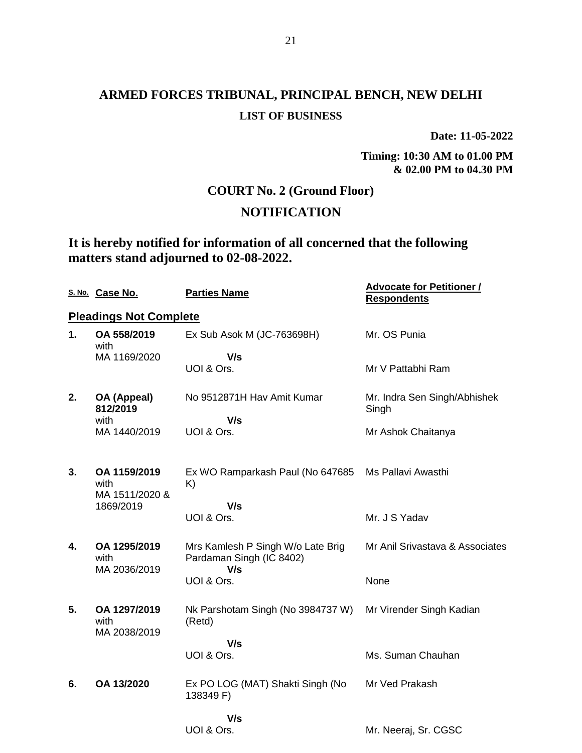# ARMED FORCES TRIBUNAL, PRINCIPAL BENCH, NEW DELHI

**LIST OF BUSINESS**

**Date: 11-05-2022**

**Timing: 10:30 AM to 01.00 PM & 02.00 PM to 04.30 PM**

## COURT No. 2 (Ground Floor)

## NOTIFICATION

**It is hereby notified for information of all concerned that the following matters stand adjourned to 02-08-2022.**

| S. No. | Case No. | Parties Name | Advocate for Petitioner / Respondents |
|---|---|---|---|
| **Pleadings Not Complete** | | | |
| **1.** | **OA 558/2019** with MA 1169/2020 | Ex Sub Asok M (JC-763698H) **V/s** UOI & Ors. | Mr. OS Punia / Mr V Pattabhi Ram |
| **2.** | **OA (Appeal) 812/2019** with MA 1440/2019 | No 9512871H Hav Amit Kumar **V/s** UOI & Ors. | Mr. Indra Sen Singh/Abhishek Singh / Mr Ashok Chaitanya |
| **3.** | **OA 1159/2019** with MA 1511/2020 & 1869/2019 | Ex WO Ramparkash Paul (No 647685 K) **V/s** UOI & Ors. | Ms Pallavi Awasthi / Mr. J S Yadav |
| **4.** | **OA 1295/2019** with MA 2036/2019 | Mrs Kamlesh P Singh W/o Late Brig Pardaman Singh (IC 8402) **V/s** UOI & Ors. | Mr Anil Srivastava & Associates / None |
| **5.** | **OA 1297/2019** with MA 2038/2019 | Nk Parshotam Singh (No 3984737 W) (Retd) **V/s** UOI & Ors. | Mr Virender Singh Kadian / Ms. Suman Chauhan |
| **6.** | **OA 13/2020** | Ex PO LOG (MAT) Shakti Singh (No 138349 F) **V/s** UOI & Ors. | Mr Ved Prakash / Mr. Neeraj, Sr. CGSC |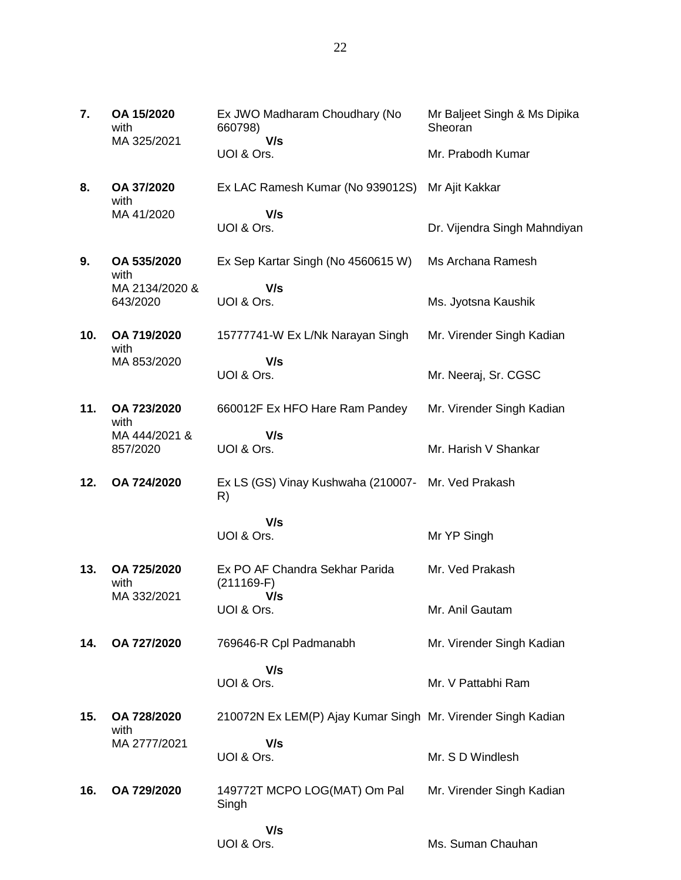| | | | |
|---|---|---|---|
| **7.** | **OA 15/2020** with MA 325/2021 | Ex JWO Madharam Choudhary (No 660798) **V/s** UOI & Ors. | Mr Baljeet Singh & Ms Dipika Sheoran<br>Mr. Prabodh Kumar |
| **8.** | **OA 37/2020** with MA 41/2020 | Ex LAC Ramesh Kumar (No 939012S) **V/s** UOI & Ors. | Mr Ajit Kakkar<br>Dr. Vijendra Singh Mahndiyan |
| **9.** | **OA 535/2020** with MA 2134/2020 & 643/2020 | Ex Sep Kartar Singh (No 4560615 W) **V/s** UOI & Ors. | Ms Archana Ramesh<br>Ms. Jyotsna Kaushik |
| **10.** | **OA 719/2020** with MA 853/2020 | 15777741-W Ex L/Nk Narayan Singh **V/s** UOI & Ors. | Mr. Virender Singh Kadian<br>Mr. Neeraj, Sr. CGSC |
| **11.** | **OA 723/2020** with MA 444/2021 & 857/2020 | 660012F Ex HFO Hare Ram Pandey **V/s** UOI & Ors. | Mr. Virender Singh Kadian<br>Mr. Harish V Shankar |
| **12.** | **OA 724/2020** | Ex LS (GS) Vinay Kushwaha (210007-R) **V/s** UOI & Ors. | Mr. Ved Prakash<br>Mr YP Singh |
| **13.** | **OA 725/2020** with MA 332/2021 | Ex PO AF Chandra Sekhar Parida (211169-F) **V/s** UOI & Ors. | Mr. Ved Prakash<br>Mr. Anil Gautam |
| **14.** | **OA 727/2020** | 769646-R Cpl Padmanabh **V/s** UOI & Ors. | Mr. Virender Singh Kadian<br>Mr. V Pattabhi Ram |
| **15.** | **OA 728/2020** with MA 2777/2021 | 210072N Ex LEM(P) Ajay Kumar Singh **V/s** UOI & Ors. | Mr. Virender Singh Kadian<br>Mr. S D Windlesh |
| **16.** | **OA 729/2020** | 149772T MCPO LOG(MAT) Om Pal Singh **V/s** UOI & Ors. | Mr. Virender Singh Kadian<br>Ms. Suman Chauhan |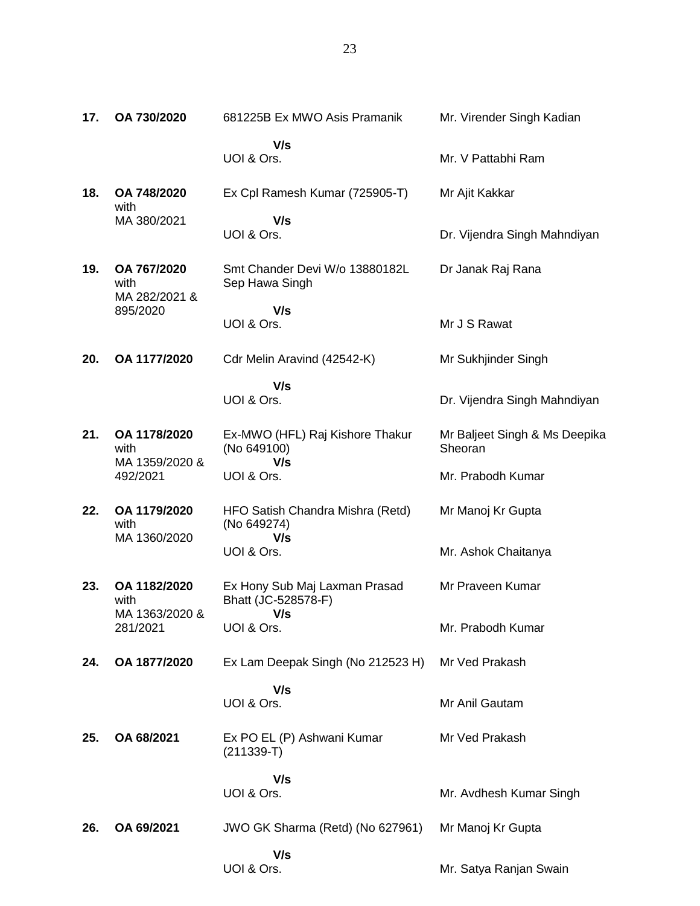| | | | |
|---|---|---|---|
| **17.** | **OA 730/2020** | 681225B Ex MWO Asis Pramanik<br><br>**V/s**<br>UOI & Ors. | Mr. Virender Singh Kadian<br><br><br>Mr. V Pattabhi Ram |
| **18.** | **OA 748/2020** with MA 380/2021 | Ex Cpl Ramesh Kumar (725905-T)<br><br>**V/s**<br>UOI & Ors. | Mr Ajit Kakkar<br><br><br>Dr. Vijendra Singh Mahndiyan |
| **19.** | **OA 767/2020** with MA 282/2021 & 895/2020 | Smt Chander Devi W/o 13880182L Sep Hawa Singh<br><br>**V/s**<br>UOI & Ors. | Dr Janak Raj Rana<br><br><br>Mr J S Rawat |
| **20.** | **OA 1177/2020** | Cdr Melin Aravind (42542-K)<br><br>**V/s**<br>UOI & Ors. | Mr Sukhjinder Singh<br><br><br>Dr. Vijendra Singh Mahndiyan |
| **21.** | **OA 1178/2020** with MA 1359/2020 & 492/2021 | Ex-MWO (HFL) Raj Kishore Thakur (No 649100)<br>**V/s**<br>UOI & Ors. | Mr Baljeet Singh & Ms Deepika Sheoran<br><br>Mr. Prabodh Kumar |
| **22.** | **OA 1179/2020** with MA 1360/2020 | HFO Satish Chandra Mishra (Retd) (No 649274)<br>**V/s**<br>UOI & Ors. | Mr Manoj Kr Gupta<br><br><br>Mr. Ashok Chaitanya |
| **23.** | **OA 1182/2020** with MA 1363/2020 & 281/2021 | Ex Hony Sub Maj Laxman Prasad Bhatt (JC-528578-F)<br>**V/s**<br>UOI & Ors. | Mr Praveen Kumar<br><br><br>Mr. Prabodh Kumar |
| **24.** | **OA 1877/2020** | Ex Lam Deepak Singh (No 212523 H)<br><br>**V/s**<br>UOI & Ors. | Mr Ved Prakash<br><br><br>Mr Anil Gautam |
| **25.** | **OA 68/2021** | Ex PO EL (P) Ashwani Kumar (211339-T)<br><br>**V/s**<br>UOI & Ors. | Mr Ved Prakash<br><br><br>Mr. Avdhesh Kumar Singh |
| **26.** | **OA 69/2021** | JWO GK Sharma (Retd) (No 627961)<br><br>**V/s**<br>UOI & Ors. | Mr Manoj Kr Gupta<br><br><br>Mr. Satya Ranjan Swain |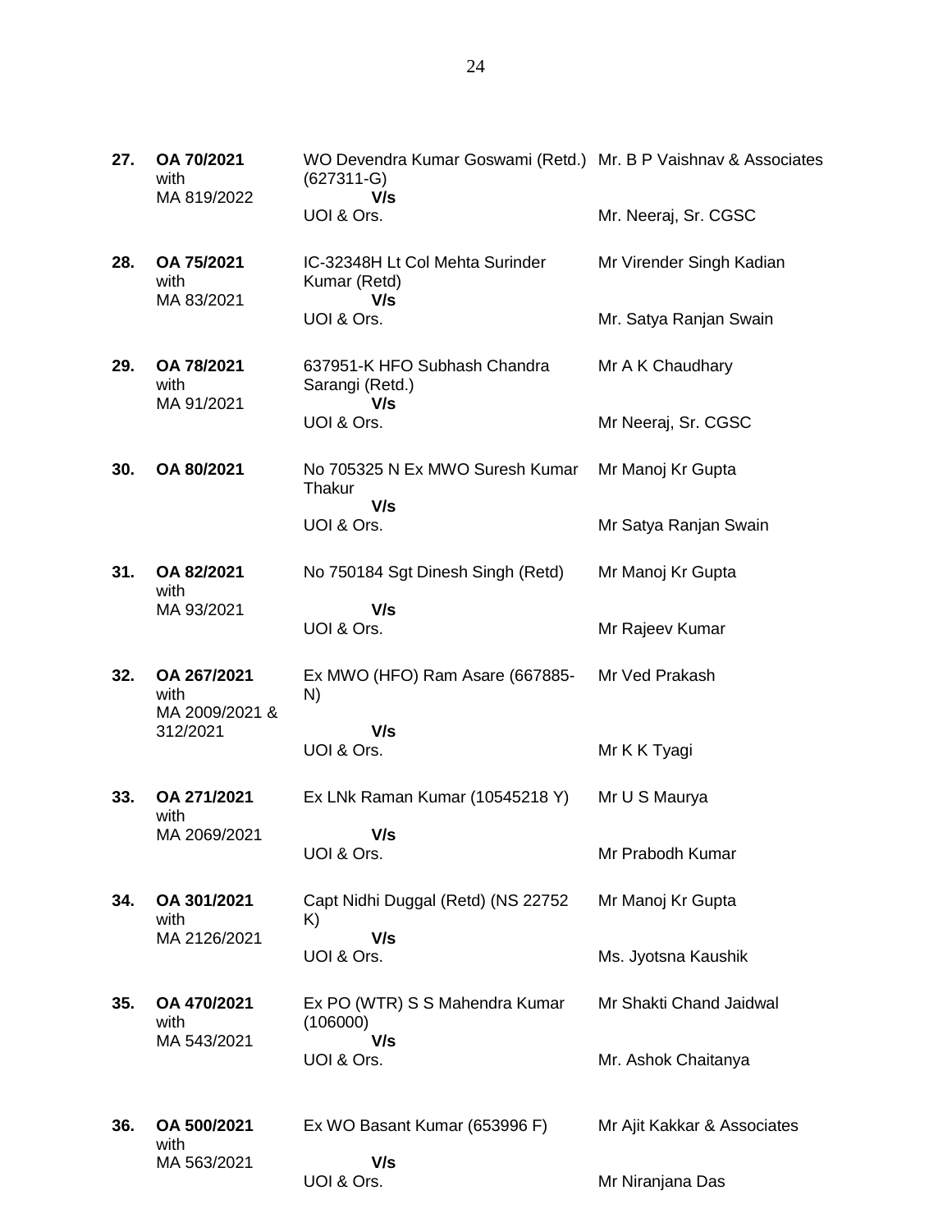| | | | |
|---|---|---|---|
| **27.** | **OA 70/2021** with MA 819/2022 | WO Devendra Kumar Goswami (Retd.) (627311-G) **V/s** UOI & Ors. | Mr. B P Vaishnav & Associates<br><br>Mr. Neeraj, Sr. CGSC |
| **28.** | **OA 75/2021** with MA 83/2021 | IC-32348H Lt Col Mehta Surinder Kumar (Retd) **V/s** UOI & Ors. | Mr Virender Singh Kadian<br><br>Mr. Satya Ranjan Swain |
| **29.** | **OA 78/2021** with MA 91/2021 | 637951-K HFO Subhash Chandra Sarangi (Retd.) **V/s** UOI & Ors. | Mr A K Chaudhary<br><br>Mr Neeraj, Sr. CGSC |
| **30.** | **OA 80/2021** | No 705325 N Ex MWO Suresh Kumar Thakur **V/s** UOI & Ors. | Mr Manoj Kr Gupta<br><br>Mr Satya Ranjan Swain |
| **31.** | **OA 82/2021** with MA 93/2021 | No 750184 Sgt Dinesh Singh (Retd) **V/s** UOI & Ors. | Mr Manoj Kr Gupta<br><br>Mr Rajeev Kumar |
| **32.** | **OA 267/2021** with MA 2009/2021 & 312/2021 | Ex MWO (HFO) Ram Asare (667885-N) **V/s** UOI & Ors. | Mr Ved Prakash<br><br>Mr K K Tyagi |
| **33.** | **OA 271/2021** with MA 2069/2021 | Ex LNk Raman Kumar (10545218 Y) **V/s** UOI & Ors. | Mr U S Maurya<br><br>Mr Prabodh Kumar |
| **34.** | **OA 301/2021** with MA 2126/2021 | Capt Nidhi Duggal (Retd) (NS 22752 K) **V/s** UOI & Ors. | Mr Manoj Kr Gupta<br><br>Ms. Jyotsna Kaushik |
| **35.** | **OA 470/2021** with MA 543/2021 | Ex PO (WTR) S S Mahendra Kumar (106000) **V/s** UOI & Ors. | Mr Shakti Chand Jaidwal<br><br>Mr. Ashok Chaitanya |
| **36.** | **OA 500/2021** with MA 563/2021 | Ex WO Basant Kumar (653996 F) **V/s** UOI & Ors. | Mr Ajit Kakkar & Associates<br><br>Mr Niranjana Das |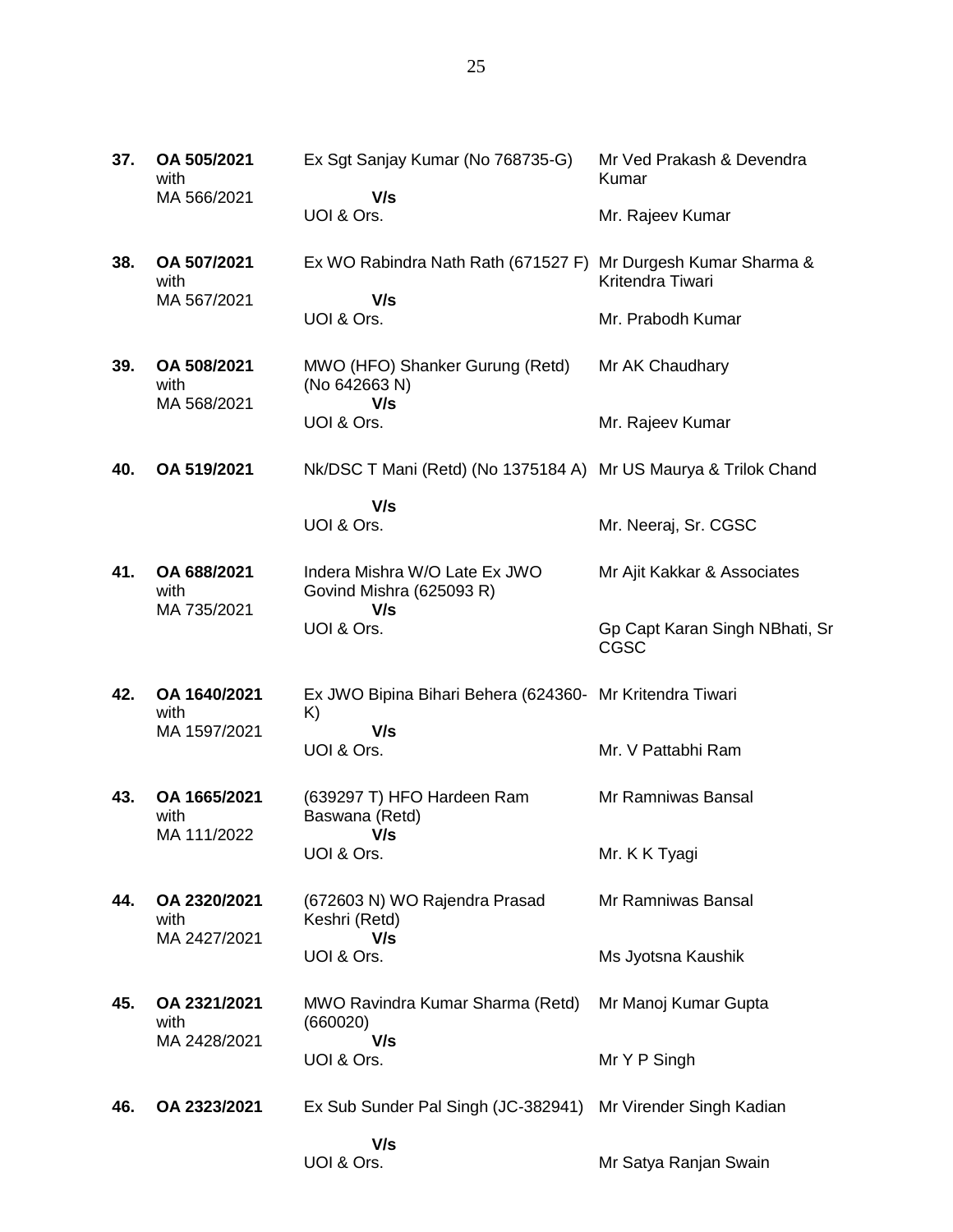| | | | |
|---|---|---|---|
| **37.** | **OA 505/2021** with MA 566/2021 | Ex Sgt Sanjay Kumar (No 768735-G)<br>**V/s**<br>UOI & Ors. | Mr Ved Prakash & Devendra Kumar<br><br>Mr. Rajeev Kumar |
| **38.** | **OA 507/2021** with MA 567/2021 | Ex WO Rabindra Nath Rath (671527 F)<br>**V/s**<br>UOI & Ors. | Mr Durgesh Kumar Sharma & Kritendra Tiwari<br><br>Mr. Prabodh Kumar |
| **39.** | **OA 508/2021** with MA 568/2021 | MWO (HFO) Shanker Gurung (Retd) (No 642663 N)<br>**V/s**<br>UOI & Ors. | Mr AK Chaudhary<br><br>Mr. Rajeev Kumar |
| **40.** | **OA 519/2021** | Nk/DSC T Mani (Retd) (No 1375184 A)<br>**V/s**<br>UOI & Ors. | Mr US Maurya & Trilok Chand<br><br>Mr. Neeraj, Sr. CGSC |
| **41.** | **OA 688/2021** with MA 735/2021 | Indera Mishra W/O Late Ex JWO Govind Mishra (625093 R)<br>**V/s**<br>UOI & Ors. | Mr Ajit Kakkar & Associates<br><br>Gp Capt Karan Singh NBhati, Sr CGSC |
| **42.** | **OA 1640/2021** with MA 1597/2021 | Ex JWO Bipina Bihari Behera (624360-K)<br>**V/s**<br>UOI & Ors. | Mr Kritendra Tiwari<br><br>Mr. V Pattabhi Ram |
| **43.** | **OA 1665/2021** with MA 111/2022 | (639297 T) HFO Hardeen Ram Baswana (Retd)<br>**V/s**<br>UOI & Ors. | Mr Ramniwas Bansal<br><br>Mr. K K Tyagi |
| **44.** | **OA 2320/2021** with MA 2427/2021 | (672603 N) WO Rajendra Prasad Keshri (Retd)<br>**V/s**<br>UOI & Ors. | Mr Ramniwas Bansal<br><br>Ms Jyotsna Kaushik |
| **45.** | **OA 2321/2021** with MA 2428/2021 | MWO Ravindra Kumar Sharma (Retd) (660020)<br>**V/s**<br>UOI & Ors. | Mr Manoj Kumar Gupta<br><br>Mr Y P Singh |
| **46.** | **OA 2323/2021** | Ex Sub Sunder Pal Singh (JC-382941)<br>**V/s**<br>UOI & Ors. | Mr Virender Singh Kadian<br><br>Mr Satya Ranjan Swain |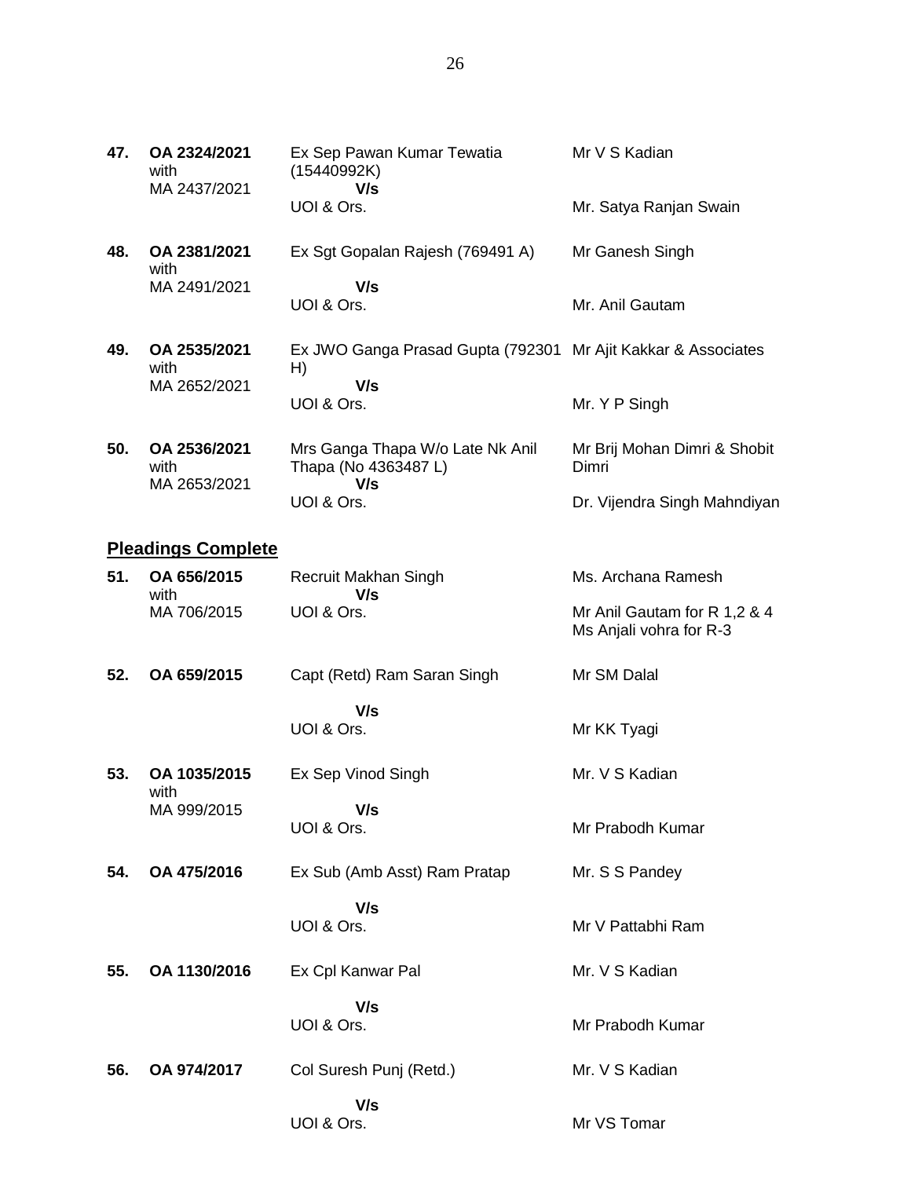| | | | |
|---|---|---|---|
| **47.** | **OA 2324/2021** with MA 2437/2021 | Ex Sep Pawan Kumar Tewatia (15440992K) **V/s** UOI & Ors. | Mr V S Kadian<br><br>Mr. Satya Ranjan Swain |
| **48.** | **OA 2381/2021** with MA 2491/2021 | Ex Sgt Gopalan Rajesh (769491 A) **V/s** UOI & Ors. | Mr Ganesh Singh<br><br>Mr. Anil Gautam |
| **49.** | **OA 2535/2021** with MA 2652/2021 | Ex JWO Ganga Prasad Gupta (792301 H) **V/s** UOI & Ors. | Mr Ajit Kakkar & Associates<br><br>Mr. Y P Singh |
| **50.** | **OA 2536/2021** with MA 2653/2021 | Mrs Ganga Thapa W/o Late Nk Anil Thapa (No 4363487 L) **V/s** UOI & Ors. | Mr Brij Mohan Dimri & Shobit Dimri<br><br>Dr. Vijendra Singh Mahndiyan |

## Pleadings Complete

| | | | |
|---|---|---|---|
| **51.** | **OA 656/2015** with MA 706/2015 | Recruit Makhan Singh **V/s** UOI & Ors. | Ms. Archana Ramesh<br><br>Mr Anil Gautam for R 1,2 & 4 Ms Anjali vohra for R-3 |
| **52.** | **OA 659/2015** | Capt (Retd) Ram Saran Singh **V/s** UOI & Ors. | Mr SM Dalal<br><br>Mr KK Tyagi |
| **53.** | **OA 1035/2015** with MA 999/2015 | Ex Sep Vinod Singh **V/s** UOI & Ors. | Mr. V S Kadian<br><br>Mr Prabodh Kumar |
| **54.** | **OA 475/2016** | Ex Sub (Amb Asst) Ram Pratap **V/s** UOI & Ors. | Mr. S S Pandey<br><br>Mr V Pattabhi Ram |
| **55.** | **OA 1130/2016** | Ex Cpl Kanwar Pal **V/s** UOI & Ors. | Mr. V S Kadian<br><br>Mr Prabodh Kumar |
| **56.** | **OA 974/2017** | Col Suresh Punj (Retd.) **V/s** UOI & Ors. | Mr. V S Kadian<br><br>Mr VS Tomar |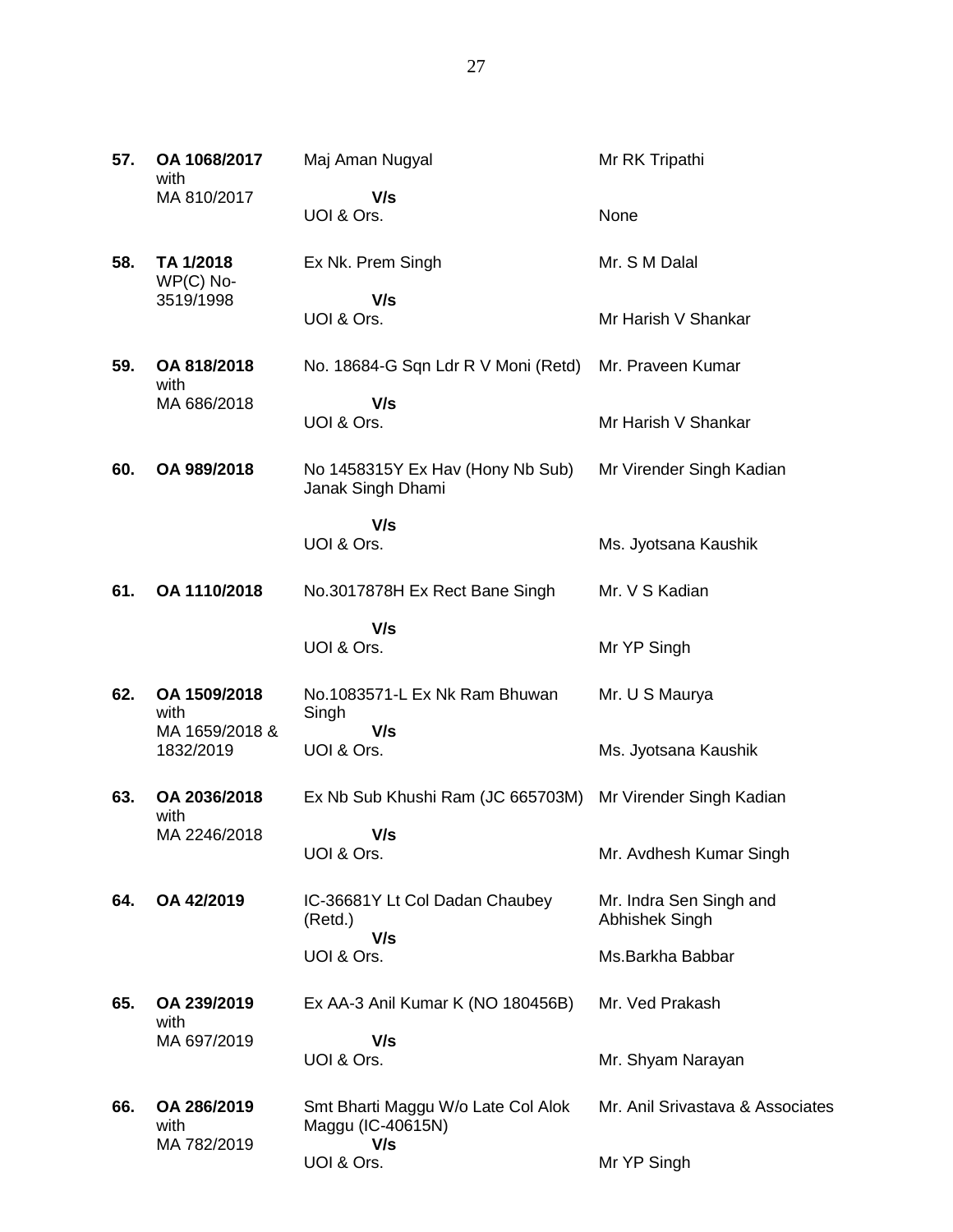| | | | |
|---|---|---|---|
| **57.** | **OA 1068/2017** with MA 810/2017 | Maj Aman Nugyal **V/s** UOI & Ors. | Mr RK Tripathi<br><br>None |
| **58.** | **TA 1/2018** WP(C) No-3519/1998 | Ex Nk. Prem Singh **V/s** UOI & Ors. | Mr. S M Dalal<br><br>Mr Harish V Shankar |
| **59.** | **OA 818/2018** with MA 686/2018 | No. 18684-G Sqn Ldr R V Moni (Retd) **V/s** UOI & Ors. | Mr. Praveen Kumar<br><br>Mr Harish V Shankar |
| **60.** | **OA 989/2018** | No 1458315Y Ex Hav (Hony Nb Sub) Janak Singh Dhami **V/s** UOI & Ors. | Mr Virender Singh Kadian<br><br>Ms. Jyotsana Kaushik |
| **61.** | **OA 1110/2018** | No.3017878H Ex Rect Bane Singh **V/s** UOI & Ors. | Mr. V S Kadian<br><br>Mr YP Singh |
| **62.** | **OA 1509/2018** with MA 1659/2018 & 1832/2019 | No.1083571-L Ex Nk Ram Bhuwan Singh **V/s** UOI & Ors. | Mr. U S Maurya<br><br>Ms. Jyotsana Kaushik |
| **63.** | **OA 2036/2018** with MA 2246/2018 | Ex Nb Sub Khushi Ram (JC 665703M) **V/s** UOI & Ors. | Mr Virender Singh Kadian<br><br>Mr. Avdhesh Kumar Singh |
| **64.** | **OA 42/2019** | IC-36681Y Lt Col Dadan Chaubey (Retd.) **V/s** UOI & Ors. | Mr. Indra Sen Singh and Abhishek Singh<br><br>Ms.Barkha Babbar |
| **65.** | **OA 239/2019** with MA 697/2019 | Ex AA-3 Anil Kumar K (NO 180456B) **V/s** UOI & Ors. | Mr. Ved Prakash<br><br>Mr. Shyam Narayan |
| **66.** | **OA 286/2019** with MA 782/2019 | Smt Bharti Maggu W/o Late Col Alok Maggu (IC-40615N) **V/s** UOI & Ors. | Mr. Anil Srivastava & Associates<br><br>Mr YP Singh |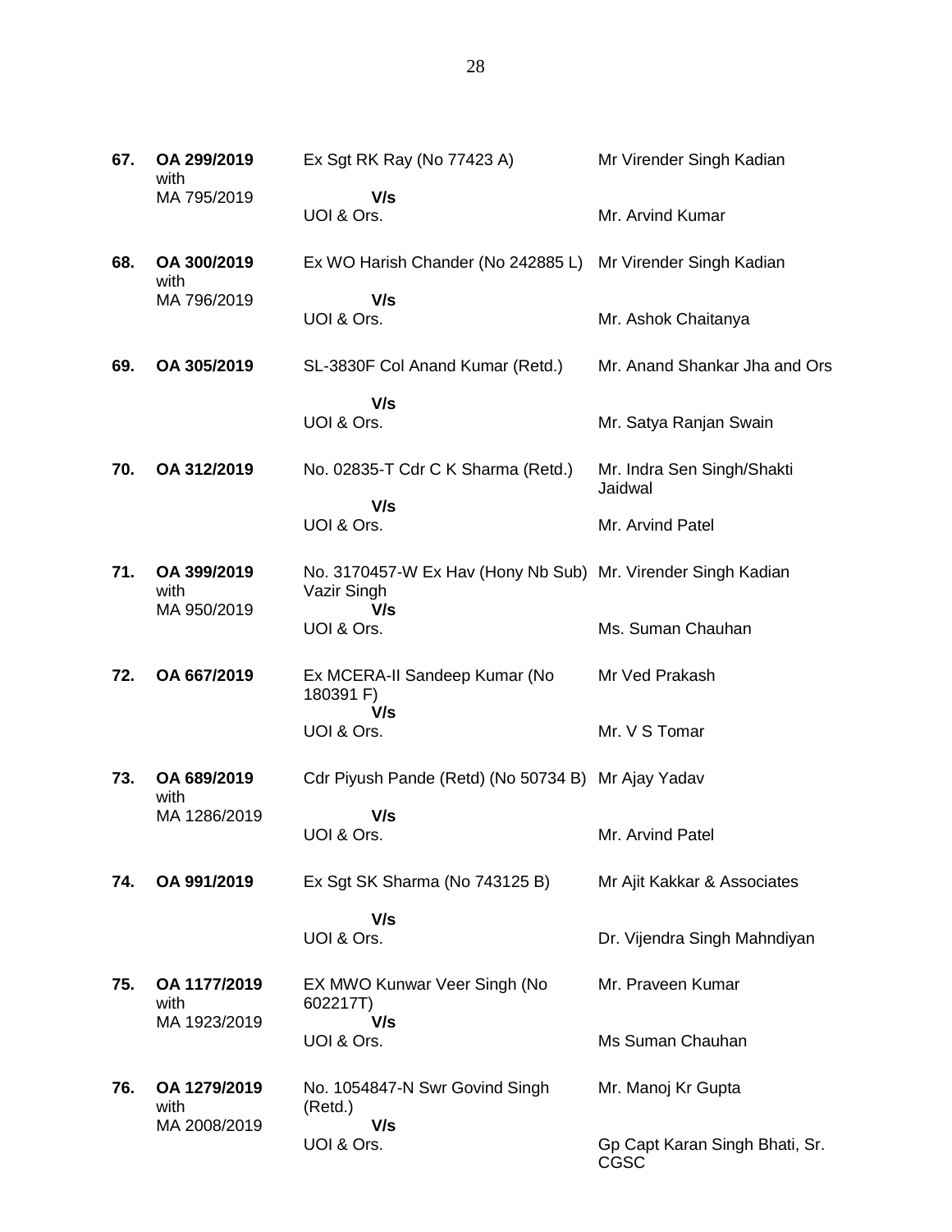| | | | |
|---|---|---|---|
| **67.** | **OA 299/2019** with MA 795/2019 | Ex Sgt RK Ray (No 77423 A) **V/s** UOI & Ors. | Mr Virender Singh Kadian<br><br>Mr. Arvind Kumar |
| **68.** | **OA 300/2019** with MA 796/2019 | Ex WO Harish Chander (No 242885 L) **V/s** UOI & Ors. | Mr Virender Singh Kadian<br><br>Mr. Ashok Chaitanya |
| **69.** | **OA 305/2019** | SL-3830F Col Anand Kumar (Retd.) **V/s** UOI & Ors. | Mr. Anand Shankar Jha and Ors<br><br>Mr. Satya Ranjan Swain |
| **70.** | **OA 312/2019** | No. 02835-T Cdr C K Sharma (Retd.) **V/s** UOI & Ors. | Mr. Indra Sen Singh/Shakti Jaidwal<br><br>Mr. Arvind Patel |
| **71.** | **OA 399/2019** with MA 950/2019 | No. 3170457-W Ex Hav (Hony Nb Sub) Vazir Singh **V/s** UOI & Ors. | Mr. Virender Singh Kadian<br><br>Ms. Suman Chauhan |
| **72.** | **OA 667/2019** | Ex MCERA-II Sandeep Kumar (No 180391 F) **V/s** UOI & Ors. | Mr Ved Prakash<br><br>Mr. V S Tomar |
| **73.** | **OA 689/2019** with MA 1286/2019 | Cdr Piyush Pande (Retd) (No 50734 B) **V/s** UOI & Ors. | Mr Ajay Yadav<br><br>Mr. Arvind Patel |
| **74.** | **OA 991/2019** | Ex Sgt SK Sharma (No 743125 B) **V/s** UOI & Ors. | Mr Ajit Kakkar & Associates<br><br>Dr. Vijendra Singh Mahndiyan |
| **75.** | **OA 1177/2019** with MA 1923/2019 | EX MWO Kunwar Veer Singh (No 602217T) **V/s** UOI & Ors. | Mr. Praveen Kumar<br><br>Ms Suman Chauhan |
| **76.** | **OA 1279/2019** with MA 2008/2019 | No. 1054847-N Swr Govind Singh (Retd.) **V/s** UOI & Ors. | Mr. Manoj Kr Gupta<br><br>Gp Capt Karan Singh Bhati, Sr. CGSC |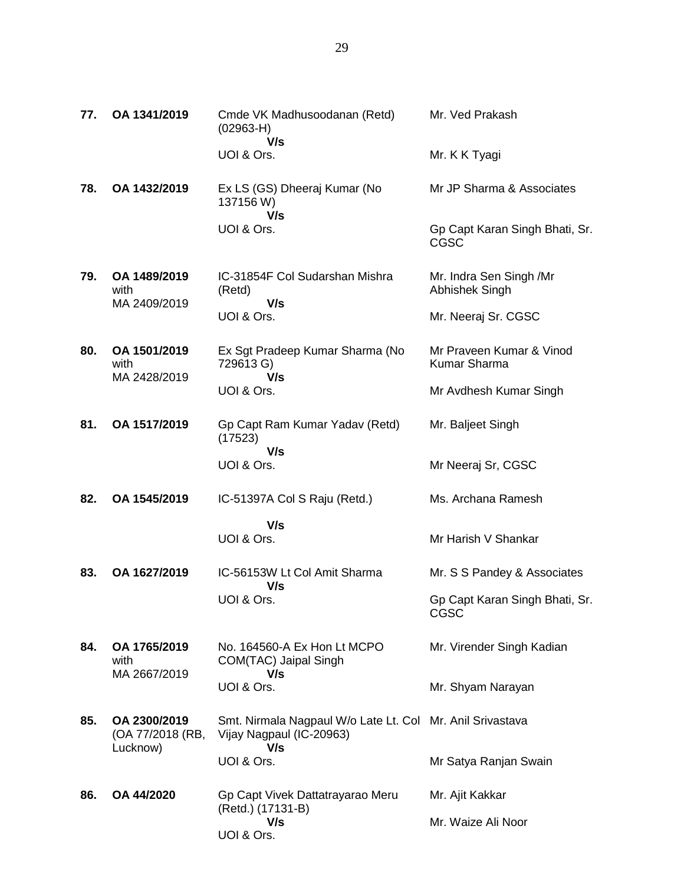| | | | |
|---|---|---|---|
| **77.** | **OA 1341/2019** | Cmde VK Madhusoodanan (Retd) (02963-H) **V/s** UOI & Ors. | Mr. Ved Prakash<br><br>Mr. K K Tyagi |
| **78.** | **OA 1432/2019** | Ex LS (GS) Dheeraj Kumar (No 137156 W) **V/s** UOI & Ors. | Mr JP Sharma & Associates<br><br>Gp Capt Karan Singh Bhati, Sr. CGSC |
| **79.** | **OA 1489/2019** with MA 2409/2019 | IC-31854F Col Sudarshan Mishra (Retd) **V/s** UOI & Ors. | Mr. Indra Sen Singh /Mr Abhishek Singh<br><br>Mr. Neeraj Sr. CGSC |
| **80.** | **OA 1501/2019** with MA 2428/2019 | Ex Sgt Pradeep Kumar Sharma (No 729613 G) **V/s** UOI & Ors. | Mr Praveen Kumar & Vinod Kumar Sharma<br><br>Mr Avdhesh Kumar Singh |
| **81.** | **OA 1517/2019** | Gp Capt Ram Kumar Yadav (Retd) (17523) **V/s** UOI & Ors. | Mr. Baljeet Singh<br><br>Mr Neeraj Sr, CGSC |
| **82.** | **OA 1545/2019** | IC-51397A Col S Raju (Retd.) **V/s** UOI & Ors. | Ms. Archana Ramesh<br><br>Mr Harish V Shankar |
| **83.** | **OA 1627/2019** | IC-56153W Lt Col Amit Sharma **V/s** UOI & Ors. | Mr. S S Pandey & Associates<br><br>Gp Capt Karan Singh Bhati, Sr. CGSC |
| **84.** | **OA 1765/2019** with MA 2667/2019 | No. 164560-A Ex Hon Lt MCPO COM(TAC) Jaipal Singh **V/s** UOI & Ors. | Mr. Virender Singh Kadian<br><br>Mr. Shyam Narayan |
| **85.** | **OA 2300/2019** (OA 77/2018 (RB, Lucknow) | Smt. Nirmala Nagpaul W/o Late Lt. Col Vijay Nagpaul (IC-20963) **V/s** UOI & Ors. | Mr. Anil Srivastava<br><br>Mr Satya Ranjan Swain |
| **86.** | **OA 44/2020** | Gp Capt Vivek Dattatrayarao Meru (Retd.) (17131-B) **V/s** UOI & Ors. | Mr. Ajit Kakkar<br><br>Mr. Waize Ali Noor |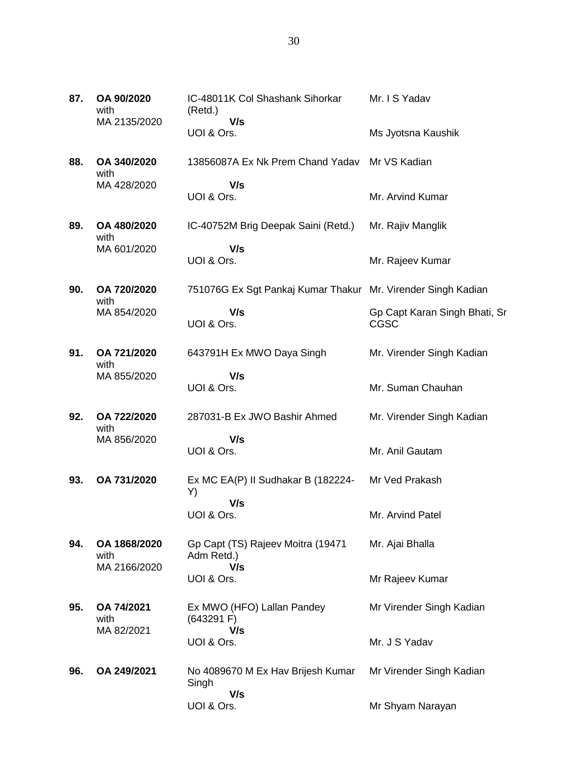| | | | |
|---|---|---|---|
| **87.** | **OA 90/2020** with MA 2135/2020 | IC-48011K Col Shashank Sihorkar (Retd.) **V/s** UOI & Ors. | Mr. I S Yadav<br><br>Ms Jyotsna Kaushik |
| **88.** | **OA 340/2020** with MA 428/2020 | 13856087A Ex Nk Prem Chand Yadav **V/s** UOI & Ors. | Mr VS Kadian<br><br>Mr. Arvind Kumar |
| **89.** | **OA 480/2020** with MA 601/2020 | IC-40752M Brig Deepak Saini (Retd.) **V/s** UOI & Ors. | Mr. Rajiv Manglik<br><br>Mr. Rajeev Kumar |
| **90.** | **OA 720/2020** with MA 854/2020 | 751076G Ex Sgt Pankaj Kumar Thakur **V/s** UOI & Ors. | Mr. Virender Singh Kadian<br><br>Gp Capt Karan Singh Bhati, Sr CGSC |
| **91.** | **OA 721/2020** with MA 855/2020 | 643791H Ex MWO Daya Singh **V/s** UOI & Ors. | Mr. Virender Singh Kadian<br><br>Mr. Suman Chauhan |
| **92.** | **OA 722/2020** with MA 856/2020 | 287031-B Ex JWO Bashir Ahmed **V/s** UOI & Ors. | Mr. Virender Singh Kadian<br><br>Mr. Anil Gautam |
| **93.** | **OA 731/2020** | Ex MC EA(P) II Sudhakar B (182224-Y) **V/s** UOI & Ors. | Mr Ved Prakash<br><br>Mr. Arvind Patel |
| **94.** | **OA 1868/2020** with MA 2166/2020 | Gp Capt (TS) Rajeev Moitra (19471 Adm Retd.) **V/s** UOI & Ors. | Mr. Ajai Bhalla<br><br>Mr Rajeev Kumar |
| **95.** | **OA 74/2021** with MA 82/2021 | Ex MWO (HFO) Lallan Pandey (643291 F) **V/s** UOI & Ors. | Mr Virender Singh Kadian<br><br>Mr. J S Yadav |
| **96.** | **OA 249/2021** | No 4089670 M Ex Hav Brijesh Kumar Singh **V/s** UOI & Ors. | Mr Virender Singh Kadian<br><br>Mr Shyam Narayan |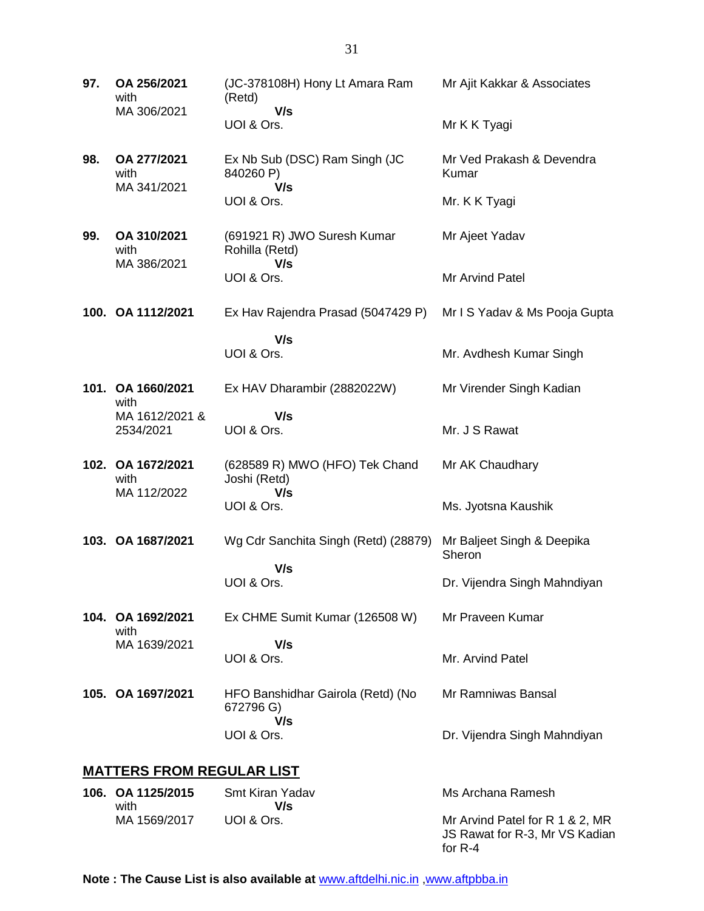| | | | |
|---|---|---|---|
| **97.** | **OA 256/2021** with MA 306/2021 | (JC-378108H) Hony Lt Amara Ram (Retd) **V/s** UOI & Ors. | Mr Ajit Kakkar & Associates<br><br>Mr K K Tyagi |
| **98.** | **OA 277/2021** with MA 341/2021 | Ex Nb Sub (DSC) Ram Singh (JC 840260 P) **V/s** UOI & Ors. | Mr Ved Prakash & Devendra Kumar<br><br>Mr. K K Tyagi |
| **99.** | **OA 310/2021** with MA 386/2021 | (691921 R) JWO Suresh Kumar Rohilla (Retd) **V/s** UOI & Ors. | Mr Ajeet Yadav<br><br>Mr Arvind Patel |
| **100.** | **OA 1112/2021** | Ex Hav Rajendra Prasad (5047429 P) **V/s** UOI & Ors. | Mr I S Yadav & Ms Pooja Gupta<br><br>Mr. Avdhesh Kumar Singh |
| **101.** | **OA 1660/2021** with MA 1612/2021 & 2534/2021 | Ex HAV Dharambir (2882022W) **V/s** UOI & Ors. | Mr Virender Singh Kadian<br><br>Mr. J S Rawat |
| **102.** | **OA 1672/2021** with MA 112/2022 | (628589 R) MWO (HFO) Tek Chand Joshi (Retd) **V/s** UOI & Ors. | Mr AK Chaudhary<br><br>Ms. Jyotsna Kaushik |
| **103.** | **OA 1687/2021** | Wg Cdr Sanchita Singh (Retd) (28879) **V/s** UOI & Ors. | Mr Baljeet Singh & Deepika Sheron<br><br>Dr. Vijendra Singh Mahndiyan |
| **104.** | **OA 1692/2021** with MA 1639/2021 | Ex CHME Sumit Kumar (126508 W) **V/s** UOI & Ors. | Mr Praveen Kumar<br><br>Mr. Arvind Patel |
| **105.** | **OA 1697/2021** | HFO Banshidhar Gairola (Retd) (No 672796 G) **V/s** UOI & Ors. | Mr Ramniwas Bansal<br><br>Dr. Vijendra Singh Mahndiyan |

## MATTERS FROM REGULAR LIST

| | | | |
|---|---|---|---|
| **106.** | **OA 1125/2015** with MA 1569/2017 | Smt Kiran Yadav **V/s** UOI & Ors. | Ms Archana Ramesh<br><br>Mr Arvind Patel for R 1 & 2, MR JS Rawat for R-3, Mr VS Kadian for R-4 |

**Note : The Cause List is also available at** www.aftdelhi.nic.in ,www.aftpbba.in